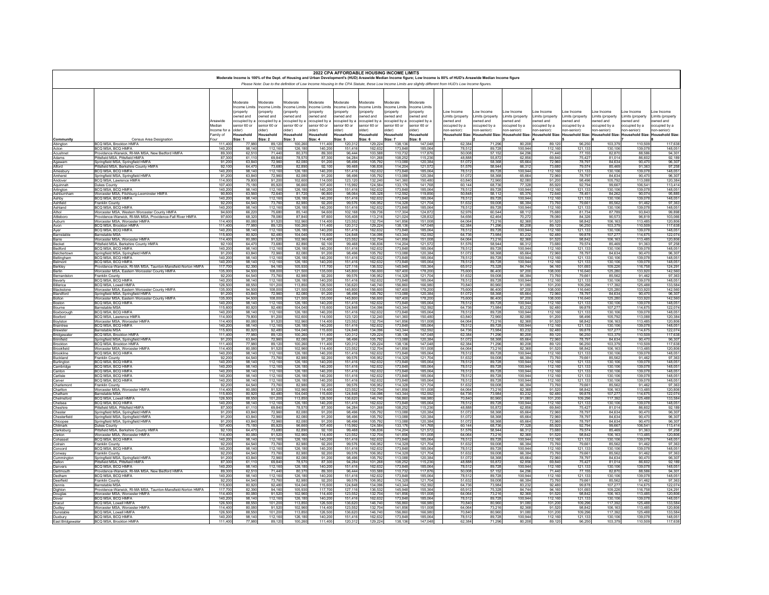# 2022 CPA AFFORDABLE HOUSING INCOME LIMITS

**Moderate Income is 100% of the Dept. of Housing and Urban Development's (HUD) Areawide Median Income figure; Low Income is 80% of HUD's Areawide Median Income figure**

*Please Note: Due to the definition of Low Income Housing in the CPA Statute, these Low Income Limits are slightly different from HUD's Low Income figures.*

| Community | Census Area Designation | Areawide Median Income for a Family of Four | Moderate Income Limits (property owned and occupied by a senior 60 or older) Household Size: 1 | Moderate Income Limits (property owned and occupied by a senior 60 or older) Household Size: 2 | Moderate Income Limits (property owned and occupied by a senior 60 or older) Household Size: 3 | Moderate Income Limits (property owned and occupied by a senior 60 or older) Household Size: 4 | Moderate Income Limits (property owned and occupied by a senior 60 or older) Household Size: 5 | Moderate Income Limits (property owned and occupied by a senior 60 or older) Household Size: 6 | Moderate Income Limits (property owned and occupied by a senior 60 or older) Household Size: 7 | Moderate Income Limits (property owned and occupied by a senior 60 or older) Household Size: 8 | Low Income Limits (property owned and occupied by a non-senior): Household Size: 1 | Low Income Limits (property owned and occupied by a non-senior): Household Size: 2 | Low Income Limits (property owned and occupied by a non-senior): Household Size: 3 | Low Income Limits (property owned and occupied by a non-senior): Household Size: 4 | Low Income Limits (property owned and occupied by a non-senior): Household Size: 5 | Low Income Limits (property owned and occupied by a non-senior): Household Size: 6 | Low Income Limits (property owned and occupied by a non-senior): Household Size: 7 | Low Income Limits (property owned and occupied by a non-senior): Household Size: 8 |
|---|---|---|---|---|---|---|---|---|---|---|---|---|---|---|---|---|---|---|
| Abington | BCQ MSA, Brockton HMFA | 111,400 | 77,980 | 89,120 | 100,260 | 111,400 | 120,312 | 129,224 | 138,136 | 147,048 | 62,384 | 71,296 | 80,208 | 89,120 | 96,250 | 103,379 | 110,509 | 117,638 |
| Acton | BCQ MSA, BCQ HMFA | 140,200 | 98,140 | 112,160 | 126,180 | 140,200 | 151,416 | 162,632 | 173,848 | 185,064 | 78,512 | 89,728 | 100,944 | 112,160 | 121,133 | 130,106 | 139,078 | 148,051 |
| Acushnet | Providence-Warwick, RI-MA MSA, New Bedford HMFA | 89,300 | 62,510 | 71,440 | 80,370 | 89,300 | 96,444 | 103,588 | 110,732 | 117,876 | 50,008 | 57,152 | 64,296 | 71,440 | 77,155 | 82,870 | 88,586 | 94,301 |
| Adams | Pittsfield MSA, Pittsfield HMFA | 87,300 | 61,110 | 69,840 | 78,570 | 87,300 | 94,284 | 101,268 | 108,252 | 115,236 | 48,888 | 55,872 | 62,856 | 69,840 | 75,427 | 81,014 | 86,602 | 92,189 |
| Agawam | Springfield MSA, Springfield HMFA | 91,200 | 63,840 | 72,960 | 82,080 | 91,200 | 98,496 | 105,792 | 113,088 | 120,384 | 51,072 | 58,368 | 65,664 | 72,960 | 78,797 | 84,634 | 90,470 | 96,307 |
| Alford | Pittsfield MSA, Berkshire County HMFA | 92,100 | 64,470 | 73,680 | 82,890 | 92,100 | 99,468 | 106,836 | 114,204 | 121,572 | 51,576 | 58,944 | 66,312 | 73,680 | 79,574 | 85,469 | 91,363 | 97,258 |
| Amesbury | BCQ MSA, BCQ HMFA | 140,200 | 98,140 | 112,160 | 126,180 | 140,200 | 151,416 | 162,632 | 173,848 | 185,064 | 78,512 | 89,728 | 100,944 | 112,160 | 121,133 | 130,106 | 139,078 | 148,051 |
| Amherst | Springfield MSA, Springfield HMFA | 91,200 | 63,840 | 72,960 | 82,080 | 91,200 | 98,496 | 105,792 | 113,088 | 120,384 | 51,072 | 58,368 | 65,664 | 72,960 | 78,797 | 84,634 | 90,470 | 96,307 |
| Andover | BCQ MSA, Lawrence HMFA | 114,000 | 79,800 | 91,200 | 102,600 | 114,000 | 123,120 | 132,240 | 141,360 | 150,480 | 63,840 | 72,960 | 82,080 | 91,200 | 98,496 | 105,792 | 113,088 | 120,384 |
| Aquinnah | Dukes County | 107,400 | 75,180 | 85,920 | 96,660 | 107,400 | 115,992 | 124,584 | 133,176 | 141,768 | 60,144 | 68,736 | 77,328 | 85,920 | 92,794 | 99,667 | 106,541 | 113,414 |
| Arlington | BCQ MSA, BCQ HMFA | 140,200 | 98,140 | 112,160 | 126,180 | 140,200 | 151,416 | 162,632 | 173,848 | 185,064 | 78,512 | 89,728 | 100,944 | 112,160 | 121,133 | 130,106 | 139,078 | 148,051 |
| Ashburnham | Worcester MSA, Fitchburg-Leominster HMFA | 90,800 | 63,560 | 72,640 | 81,720 | 90,800 | 98,064 | 105,328 | 112,592 | 119,856 | 50,848 | 58,112 | 65,376 | 72,640 | 78,451 | 84,262 | 90,074 | 95,885 |
| Ashby | BCQ MSA, BCQ HMFA | 140,200 | 98,140 | 112,160 | 126,180 | 140,200 | 151,416 | 162,632 | 173,848 | 185,064 | 78,512 | 89,728 | 100,944 | 112,160 | 121,133 | 130,106 | 139,078 | 148,051 |
| Ashfield | Franklin County | 92,200 | 64,540 | 73,760 | 82,980 | 92,200 | 99,576 | 106,952 | 114,328 | 121,704 | 51,632 | 59,008 | 66,384 | 73,760 | 79,661 | 85,562 | 91,462 | 97,363 |
| Ashland | BCQ MSA, BCQ HMFA | 140,200 | 98,140 | 112,160 | 126,180 | 140,200 | 151,416 | 162,632 | 173,848 | 185,064 | 78,512 | 89,728 | 100,944 | 112,160 | 121,133 | 130,106 | 139,078 | 148,051 |
| Athol | Worcester MSA, Western Worcester County HMFA | 94,600 | 66,220 | 75,680 | 85,140 | 94,600 | 102,168 | 109,736 | 117,304 | 124,872 | 52,976 | 60,544 | 68,112 | 75,680 | 81,734 | 87,789 | 93,843 | 99,898 |
| Attleboro | Providence-Warwick, RI-MA MSA, Providence-Fall River HMFA | 97,600 | 68,320 | 78,080 | 87,840 | 97,600 | 105,408 | 113,216 | 121,024 | 128,832 | 54,656 | 62,464 | 70,272 | 78,080 | 84,326 | 90,573 | 96,819 | 103,066 |
| Auburn | Worcester MSA, Worcester HMFA | 114,400 | 80,080 | 91,520 | 102,960 | 114,400 | 123,552 | 132,704 | 141,856 | 151,008 | 64,064 | 73,216 | 82,368 | 91,520 | 98,842 | 106,163 | 113,485 | 120,806 |
| Avon | BCQ MSA, Brockton HMFA | 111,400 | 77,980 | 89,120 | 100,260 | 111,400 | 120,312 | 129,224 | 138,136 | 147,048 | 62,384 | 71,296 | 80,208 | 89,120 | 96,250 | 103,379 | 110,509 | 117,638 |
| Ayer | BCQ MSA, BCQ HMFA | 140,200 | 98,140 | 112,160 | 126,180 | 140,200 | 151,416 | 162,632 | 173,848 | 185,064 | 78,512 | 89,728 | 100,944 | 112,160 | 121,133 | 130,106 | 139,078 | 148,051 |
| Barnstable | Barnstable MSA | 115,600 | 80,920 | 92,480 | 104,040 | 115,600 | 124,848 | 134,096 | 143,344 | 152,592 | 64,736 | 73,984 | 83,232 | 92,480 | 99,878 | 107,277 | 114,675 | 122,074 |
| Barre | Worcester MSA, Worcester HMFA | 114,400 | 80,080 | 91,520 | 102,960 | 114,400 | 123,552 | 132,704 | 141,856 | 151,008 | 64,064 | 73,216 | 82,368 | 91,520 | 98,842 | 106,163 | 113,485 | 120,806 |
| Becket | Pittsfield MSA, Berkshire County HMFA | 92,100 | 64,470 | 73,680 | 82,890 | 92,100 | 99,468 | 106,836 | 114,204 | 121,572 | 51,576 | 58,944 | 66,312 | 73,680 | 79,574 | 85,469 | 91,363 | 97,258 |
| Bedford | BCQ MSA, BCQ HMFA | 140,200 | 98,140 | 112,160 | 126,180 | 140,200 | 151,416 | 162,632 | 173,848 | 185,064 | 78,512 | 89,728 | 100,944 | 112,160 | 121,133 | 130,106 | 139,078 | 148,051 |
| Belchertown | Springfield MSA, Springfield HMFA | 91,200 | 63,840 | 72,960 | 82,080 | 91,200 | 98,496 | 105,792 | 113,088 | 120,384 | 51,072 | 58,368 | 65,664 | 72,960 | 78,797 | 84,634 | 90,470 | 96,307 |
| Bellingham | BCQ MSA, BCQ HMFA | 140,200 | 98,140 | 112,160 | 126,180 | 140,200 | 151,416 | 162,632 | 173,848 | 185,064 | 78,512 | 89,728 | 100,944 | 112,160 | 121,133 | 130,106 | 139,078 | 148,051 |
| Belmont | BCQ MSA, BCQ HMFA | 140,200 | 98,140 | 112,160 | 126,180 | 140,200 | 151,416 | 162,632 | 173,848 | 185,064 | 78,512 | 89,728 | 100,944 | 112,160 | 121,133 | 130,106 | 139,078 | 148,051 |
| Berkley | Providence-Warwick, RI-MA MSA, Taunton-Mansfield-Norton HMFA | 117,700 | 82,390 | 94,160 | 105,930 | 117,700 | 127,116 | 136,532 | 145,948 | 155,364 | 65,912 | 75,328 | 84,744 | 94,160 | 101,693 | 109,226 | 116,758 | 124,291 |
| Berlin | Worcester MSA, Eastern Worcester County HMFA | 135,000 | 94,500 | 108,000 | 121,500 | 135,000 | 145,800 | 156,600 | 167,400 | 178,200 | 75,600 | 86,400 | 97,200 | 108,000 | 116,640 | 125,280 | 133,920 | 142,560 |
| Bernardston | Franklin County | 92,200 | 64,540 | 73,760 | 82,980 | 92,200 | 99,576 | 106,952 | 114,328 | 121,704 | 51,632 | 59,008 | 66,384 | 73,760 | 79,661 | 85,562 | 91,462 | 97,363 |
| Beverly | BCQ MSA, BCQ HMFA | 140,200 | 98,140 | 112,160 | 126,180 | 140,200 | 151,416 | 162,632 | 173,848 | 185,064 | 78,512 | 89,728 | 100,944 | 112,160 | 121,133 | 130,106 | 139,078 | 148,051 |
| Billerica | BCQ MSA, Lowell HMFA | 126,500 | 88,550 | 101,200 | 113,850 | 126,500 | 136,620 | 146,740 | 156,860 | 166,980 | 70,840 | 80,960 | 91,080 | 101,200 | 109,296 | 117,392 | 125,488 | 133,584 |
| Blackstone | Worcester MSA, Eastern Worcester County HMFA | 135,000 | 94,500 | 108,000 | 121,500 | 135,000 | 145,800 | 156,600 | 167,400 | 178,200 | 75,600 | 86,400 | 97,200 | 108,000 | 116,640 | 125,280 | 133,920 | 142,560 |
| Blandford | Springfield MSA, Springfield HMFA | 91,200 | 63,840 | 72,960 | 82,080 | 91,200 | 98,496 | 105,792 | 113,088 | 120,384 | 51,072 | 58,368 | 65,664 | 72,960 | 78,797 | 84,634 | 90,470 | 96,307 |
| Bolton | Worcester MSA, Eastern Worcester County HMFA | 135,000 | 94,500 | 108,000 | 121,500 | 135,000 | 145,800 | 156,600 | 167,400 | 178,200 | 75,600 | 86,400 | 97,200 | 108,000 | 116,640 | 125,280 | 133,920 | 142,560 |
| Boston | BCQ MSA, BCQ HMFA | 140,200 | 98,140 | 112,160 | 126,180 | 140,200 | 151,416 | 162,632 | 173,848 | 185,064 | 78,512 | 89,728 | 100,944 | 112,160 | 121,133 | 130,106 | 139,078 | 148,051 |
| Bourne | Barnstable MSA | 115,600 | 80,920 | 92,480 | 104,040 | 115,600 | 124,848 | 134,096 | 143,344 | 152,592 | 64,736 | 73,984 | 83,232 | 92,480 | 99,878 | 107,277 | 114,675 | 122,074 |
| Boxborough | BCQ MSA, BCQ HMFA | 140,200 | 98,140 | 112,160 | 126,180 | 140,200 | 151,416 | 162,632 | 173,848 | 185,064 | 78,512 | 89,728 | 100,944 | 112,160 | 121,133 | 130,106 | 139,078 | 148,051 |
| Boxford | BCQ MSA, Lawrence HMFA | 114,000 | 79,800 | 91,200 | 102,600 | 114,000 | 123,120 | 132,240 | 141,360 | 150,480 | 63,840 | 72,960 | 82,080 | 91,200 | 98,496 | 105,792 | 113,088 | 120,384 |
| Boylston | Worcester MSA, Worcester HMFA | 114,400 | 80,080 | 91,520 | 102,960 | 114,400 | 123,552 | 132,704 | 141,856 | 151,008 | 64,064 | 73,216 | 82,368 | 91,520 | 98,842 | 106,163 | 113,485 | 120,806 |
| Braintree | BCQ MSA, BCQ HMFA | 140,200 | 98,140 | 112,160 | 126,180 | 140,200 | 151,416 | 162,632 | 173,848 | 185,064 | 78,512 | 89,728 | 100,944 | 112,160 | 121,133 | 130,106 | 139,078 | 148,051 |
| Brewster | Barnstable MSA | 115,600 | 80,920 | 92,480 | 104,040 | 115,600 | 124,848 | 134,096 | 143,344 | 152,592 | 64,736 | 73,984 | 83,232 | 92,480 | 99,878 | 107,277 | 114,675 | 122,074 |
| Bridgewater | BCQ MSA, Brockton HMFA | 111,400 | 77,980 | 89,120 | 100,260 | 111,400 | 120,312 | 129,224 | 138,136 | 147,048 | 62,384 | 71,296 | 80,208 | 89,120 | 96,250 | 103,379 | 110,509 | 117,638 |
| Brimfield | Springfield MSA, Springfield HMFA | 91,200 | 63,840 | 72,960 | 82,080 | 91,200 | 98,496 | 105,792 | 113,088 | 120,384 | 51,072 | 58,368 | 65,664 | 72,960 | 78,797 | 84,634 | 90,470 | 96,307 |
| Brockton | BCQ MSA, Brockton HMFA | 111,400 | 77,980 | 89,120 | 100,260 | 111,400 | 120,312 | 129,224 | 138,136 | 147,048 | 62,384 | 71,296 | 80,208 | 89,120 | 96,250 | 103,379 | 110,509 | 117,638 |
| Brookfield | Worcester MSA, Worcester HMFA | 114,400 | 80,080 | 91,520 | 102,960 | 114,400 | 123,552 | 132,704 | 141,856 | 151,008 | 64,064 | 73,216 | 82,368 | 91,520 | 98,842 | 106,163 | 113,485 | 120,806 |
| Brookline | BCQ MSA, BCQ HMFA | 140,200 | 98,140 | 112,160 | 126,180 | 140,200 | 151,416 | 162,632 | 173,848 | 185,064 | 78,512 | 89,728 | 100,944 | 112,160 | 121,133 | 130,106 | 139,078 | 148,051 |
| Buckland | Franklin County | 92,200 | 64,540 | 73,760 | 82,980 | 92,200 | 99,576 | 106,952 | 114,328 | 121,704 | 51,632 | 59,008 | 66,384 | 73,760 | 79,661 | 85,562 | 91,462 | 97,363 |
| Burlington | BCQ MSA, BCQ HMFA | 140,200 | 98,140 | 112,160 | 126,180 | 140,200 | 151,416 | 162,632 | 173,848 | 185,064 | 78,512 | 89,728 | 100,944 | 112,160 | 121,133 | 130,106 | 139,078 | 148,051 |
| Cambridge | BCQ MSA, BCQ HMFA | 140,200 | 98,140 | 112,160 | 126,180 | 140,200 | 151,416 | 162,632 | 173,848 | 185,064 | 78,512 | 89,728 | 100,944 | 112,160 | 121,133 | 130,106 | 139,078 | 148,051 |
| Canton | BCQ MSA, BCQ HMFA | 140,200 | 98,140 | 112,160 | 126,180 | 140,200 | 151,416 | 162,632 | 173,848 | 185,064 | 78,512 | 89,728 | 100,944 | 112,160 | 121,133 | 130,106 | 139,078 | 148,051 |
| Carlisle | BCQ MSA, BCQ HMFA | 140,200 | 98,140 | 112,160 | 126,180 | 140,200 | 151,416 | 162,632 | 173,848 | 185,064 | 78,512 | 89,728 | 100,944 | 112,160 | 121,133 | 130,106 | 139,078 | 148,051 |
| Carver | BCQ MSA, BCQ HMFA | 140,200 | 98,140 | 112,160 | 126,180 | 140,200 | 151,416 | 162,632 | 173,848 | 185,064 | 78,512 | 89,728 | 100,944 | 112,160 | 121,133 | 130,106 | 139,078 | 148,051 |
| Charlemont | Franklin County | 92,200 | 64,540 | 73,760 | 82,980 | 92,200 | 99,576 | 106,952 | 114,328 | 121,704 | 51,632 | 59,008 | 66,384 | 73,760 | 79,661 | 85,562 | 91,462 | 97,363 |
| Charlton | Worcester MSA, Worcester HMFA | 114,400 | 80,080 | 91,520 | 102,960 | 114,400 | 123,552 | 132,704 | 141,856 | 151,008 | 64,064 | 73,216 | 82,368 | 91,520 | 98,842 | 106,163 | 113,485 | 120,806 |
| Chatham | Barnstable MSA | 115,600 | 80,920 | 92,480 | 104,040 | 115,600 | 124,848 | 134,096 | 143,344 | 152,592 | 64,736 | 73,984 | 83,232 | 92,480 | 99,878 | 107,277 | 114,675 | 122,074 |
| Chelmsford | BCQ MSA, Lowell HMFA | 126,500 | 88,550 | 101,200 | 113,850 | 126,500 | 136,620 | 146,740 | 156,860 | 166,980 | 70,840 | 80,960 | 91,080 | 101,200 | 109,296 | 117,392 | 125,488 | 133,584 |
| Chelsea | BCQ MSA, BCQ HMFA | 140,200 | 98,140 | 112,160 | 126,180 | 140,200 | 151,416 | 162,632 | 173,848 | 185,064 | 78,512 | 89,728 | 100,944 | 112,160 | 121,133 | 130,106 | 139,078 | 148,051 |
| Cheshire | Pittsfield MSA, Pittsfield HMFA | 87,300 | 61,110 | 69,840 | 78,570 | 87,300 | 94,284 | 101,268 | 108,252 | 115,236 | 48,888 | 55,872 | 62,856 | 69,840 | 75,427 | 81,014 | 86,602 | 92,189 |
| Chester | Springfield MSA, Springfield HMFA | 91,200 | 63,840 | 72,960 | 82,080 | 91,200 | 98,496 | 105,792 | 113,088 | 120,384 | 51,072 | 58,368 | 65,664 | 72,960 | 78,797 | 84,634 | 90,470 | 96,307 |
| Chesterfield | Springfield MSA, Springfield HMFA | 91,200 | 63,840 | 72,960 | 82,080 | 91,200 | 98,496 | 105,792 | 113,088 | 120,384 | 51,072 | 58,368 | 65,664 | 72,960 | 78,797 | 84,634 | 90,470 | 96,307 |
| Chicopee | Springfield MSA, Springfield HMFA | 91,200 | 63,840 | 72,960 | 82,080 | 91,200 | 98,496 | 105,792 | 113,088 | 120,384 | 51,072 | 58,368 | 65,664 | 72,960 | 78,797 | 84,634 | 90,470 | 96,307 |
| Chilmark | Dukes County | 107,400 | 75,180 | 85,920 | 96,660 | 107,400 | 115,992 | 124,584 | 133,176 | 141,768 | 60,144 | 68,736 | 77,328 | 85,920 | 92,794 | 99,667 | 106,541 | 113,414 |
| Clarksburg | Pittsfield MSA, Berkshire County HMFA | 92,100 | 64,470 | 73,680 | 82,890 | 92,100 | 99,468 | 106,836 | 114,204 | 121,572 | 51,576 | 58,944 | 66,312 | 73,680 | 79,574 | 85,469 | 91,363 | 97,258 |
| Clinton | Worcester MSA, Worcester HMFA | 114,400 | 80,080 | 91,520 | 102,960 | 114,400 | 123,552 | 132,704 | 141,856 | 151,008 | 64,064 | 73,216 | 82,368 | 91,520 | 98,842 | 106,163 | 113,485 | 120,806 |
| Cohasset | BCQ MSA, BCQ HMFA | 140,200 | 98,140 | 112,160 | 126,180 | 140,200 | 151,416 | 162,632 | 173,848 | 185,064 | 78,512 | 89,728 | 100,944 | 112,160 | 121,133 | 130,106 | 139,078 | 148,051 |
| Colrain | Franklin County | 92,200 | 64,540 | 73,760 | 82,980 | 92,200 | 99,576 | 106,952 | 114,328 | 121,704 | 51,632 | 59,008 | 66,384 | 73,760 | 79,661 | 85,562 | 91,462 | 97,363 |
| Concord | BCQ MSA, BCQ HMFA | 140,200 | 98,140 | 112,160 | 126,180 | 140,200 | 151,416 | 162,632 | 173,848 | 185,064 | 78,512 | 89,728 | 100,944 | 112,160 | 121,133 | 130,106 | 139,078 | 148,051 |
| Conway | Franklin County | 92,200 | 64,540 | 73,760 | 82,980 | 92,200 | 99,576 | 106,952 | 114,328 | 121,704 | 51,632 | 59,008 | 66,384 | 73,760 | 79,661 | 85,562 | 91,462 | 97,363 |
| Cummington | Springfield MSA, Springfield HMFA | 91,200 | 63,840 | 72,960 | 82,080 | 91,200 | 98,496 | 105,792 | 113,088 | 120,384 | 51,072 | 58,368 | 65,664 | 72,960 | 78,797 | 84,634 | 90,470 | 96,307 |
| Dalton | Pittsfield MSA, Pittsfield HMFA | 87,300 | 61,110 | 69,840 | 78,570 | 87,300 | 94,284 | 101,268 | 108,252 | 115,236 | 48,888 | 55,872 | 62,856 | 69,840 | 75,427 | 81,014 | 86,602 | 92,189 |
| Danvers | BCQ MSA, BCQ HMFA | 140,200 | 98,140 | 112,160 | 126,180 | 140,200 | 151,416 | 162,632 | 173,848 | 185,064 | 78,512 | 89,728 | 100,944 | 112,160 | 121,133 | 130,106 | 139,078 | 148,051 |
| Dartmouth | Providence-Warwick, RI-MA MSA, New Bedford HMFA | 89,300 | 62,510 | 71,440 | 80,370 | 89,300 | 96,444 | 103,588 | 110,732 | 117,876 | 50,008 | 57,152 | 64,296 | 71,440 | 77,155 | 82,870 | 88,586 | 94,301 |
| Dedham | BCQ MSA, BCQ HMFA | 140,200 | 98,140 | 112,160 | 126,180 | 140,200 | 151,416 | 162,632 | 173,848 | 185,064 | 78,512 | 89,728 | 100,944 | 112,160 | 121,133 | 130,106 | 139,078 | 148,051 |
| Deerfield | Franklin County | 92,200 | 64,540 | 73,760 | 82,980 | 92,200 | 99,576 | 106,952 | 114,328 | 121,704 | 51,632 | 59,008 | 66,384 | 73,760 | 79,661 | 85,562 | 91,462 | 97,363 |
| Dennis | Barnstable MSA | 115,600 | 80,920 | 92,480 | 104,040 | 115,600 | 124,848 | 134,096 | 143,344 | 152,592 | 64,736 | 73,984 | 83,232 | 92,480 | 99,878 | 107,277 | 114,675 | 122,074 |
| Dighton | Providence-Warwick, RI-MA MSA, Taunton-Mansfield-Norton HMFA | 117,700 | 82,390 | 94,160 | 105,930 | 117,700 | 127,116 | 136,532 | 145,948 | 155,364 | 65,912 | 75,328 | 84,744 | 94,160 | 101,693 | 109,226 | 116,758 | 124,291 |
| Douglas | Worcester MSA, Worcester HMFA | 114,400 | 80,080 | 91,520 | 102,960 | 114,400 | 123,552 | 132,704 | 141,856 | 151,008 | 64,064 | 73,216 | 82,368 | 91,520 | 98,842 | 106,163 | 113,485 | 120,806 |
| Dover | BCQ MSA, BCQ HMFA | 140,200 | 98,140 | 112,160 | 126,180 | 140,200 | 151,416 | 162,632 | 173,848 | 185,064 | 78,512 | 89,728 | 100,944 | 112,160 | 121,133 | 130,106 | 139,078 | 148,051 |
| Dracut | BCQ MSA, Lowell HMFA | 126,500 | 88,550 | 101,200 | 113,850 | 126,500 | 136,620 | 146,740 | 156,860 | 166,980 | 70,840 | 80,960 | 91,080 | 101,200 | 109,296 | 117,392 | 125,488 | 133,584 |
| Dudley | Worcester MSA, Worcester HMFA | 114,400 | 80,080 | 91,520 | 102,960 | 114,400 | 123,552 | 132,704 | 141,856 | 151,008 | 64,064 | 73,216 | 82,368 | 91,520 | 98,842 | 106,163 | 113,485 | 120,806 |
| Dunstable | BCQ MSA, Lowell HMFA | 126,500 | 88,550 | 101,200 | 113,850 | 126,500 | 136,620 | 146,740 | 156,860 | 166,980 | 70,840 | 80,960 | 91,080 | 101,200 | 109,296 | 117,392 | 125,488 | 133,584 |
| Duxbury | BCQ MSA, BCQ HMFA | 140,200 | 98,140 | 112,160 | 126,180 | 140,200 | 151,416 | 162,632 | 173,848 | 185,064 | 78,512 | 89,728 | 100,944 | 112,160 | 121,133 | 130,106 | 139,078 | 148,051 |
| East Bridgewater | BCQ MSA, Brockton HMFA | 111,400 | 77,980 | 89,120 | 100,260 | 111,400 | 120,312 | 129,224 | 138,136 | 147,048 | 62,384 | 71,296 | 80,208 | 89,120 | 96,250 | 103,379 | 110,509 | 117,638 |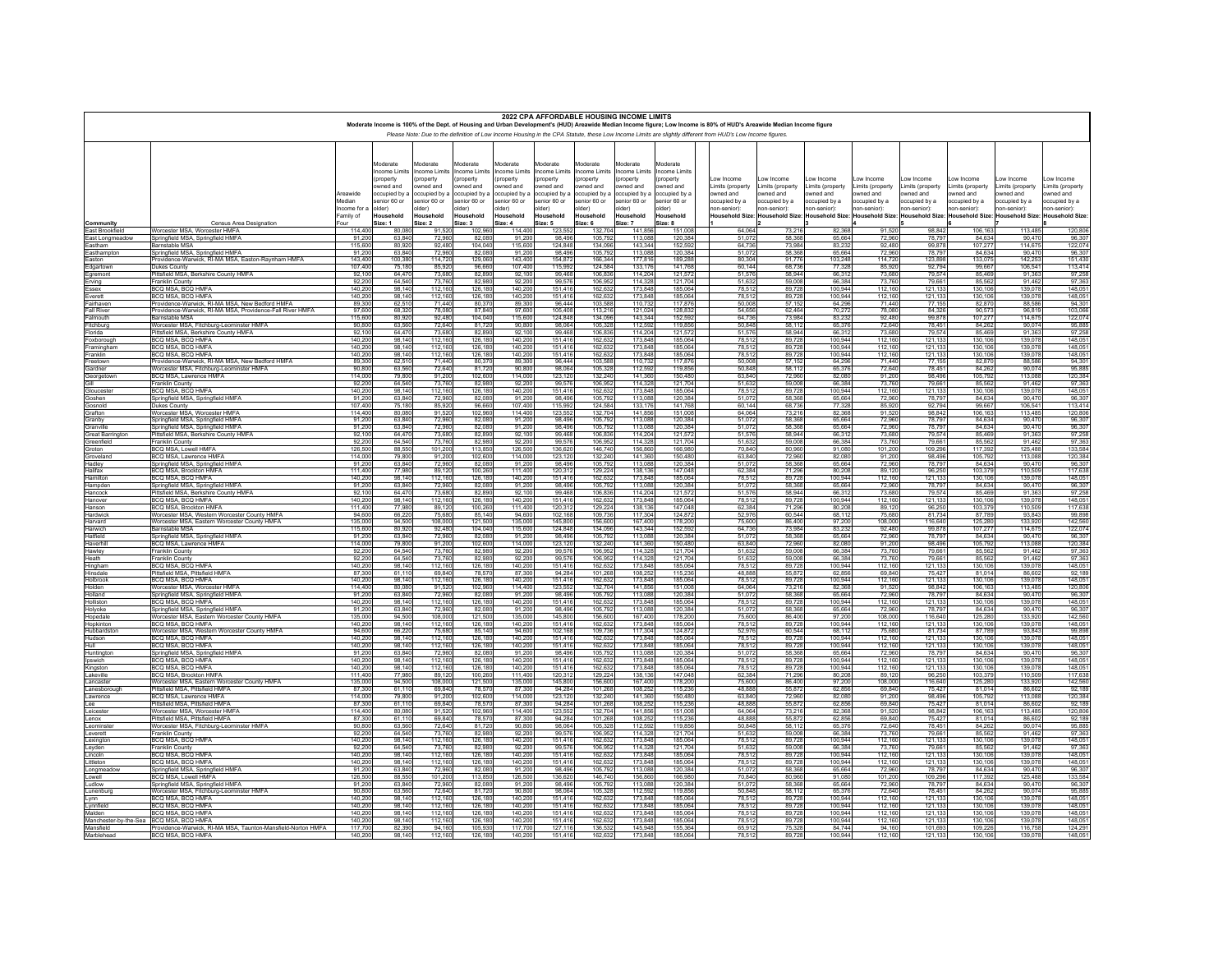# 2022 CPA AFFORDABLE HOUSING INCOME LIMITS

**Moderate Income is 100% of the Dept. of Housing and Urban Development's (HUD) Areawide Median Income figure; Low Income is 80% of HUD's Areawide Median Income figure**

*Please Note: Due to the definition of Low Income Housing in the CPA Statute, these Low Income Limits are slightly different from HUD's Low Income figures.*

| Community | Census Area Designation | Areawide Median Income for a Family of Four | Moderate Income Limits (property owned and occupied by a senior 60 or older) Household Size: 1 | Moderate Income Limits (property owned and occupied by a senior 60 or older) Household Size: 2 | Moderate Income Limits (property owned and occupied by a senior 60 or older) Household Size: 3 | Moderate Income Limits (property owned and occupied by a senior 60 or older) Household Size: 4 | Moderate Income Limits (property owned and occupied by a senior 60 or older) Household Size: 5 | Moderate Income Limits (property owned and occupied by a senior 60 or older) Household Size: 6 | Moderate Income Limits (property owned and occupied by a senior 60 or older) Household Size: 7 | Moderate Income Limits (property owned and occupied by a senior 60 or older) Household Size: 8 | Low Income Limits (property owned and occupied by a non-senior): Household Size: 1 | Low Income Limits (property owned and occupied by a non-senior): Household Size: 2 | Low Income Limits (property owned and occupied by a non-senior): Household Size: 3 | Low Income Limits (property owned and occupied by a non-senior): Household Size: 4 | Low Income Limits (property owned and occupied by a non-senior): Household Size: 5 | Low Income Limits (property owned and occupied by a non-senior): Household Size: 6 | Low Income Limits (property owned and occupied by a non-senior): Household Size: 7 | Low Income Limits (property owned and occupied by a non-senior): Household Size: 8 |
|---|---|---|---|---|---|---|---|---|---|---|---|---|---|---|---|---|---|---|
| East Brookfield | Worcester MSA, Worcester HMFA | 114,400 | 80,080 | 91,520 | 102,960 | 114,400 | 123,552 | 132,704 | 141,856 | 151,008 | 64,064 | 73,216 | 82,368 | 91,520 | 98,842 | 106,163 | 113,485 | 120,806 |
| East Longmeadow | Springfield MSA, Springfield HMFA | 91,200 | 63,840 | 72,960 | 82,080 | 91,200 | 98,496 | 105,792 | 113,088 | 120,384 | 51,072 | 58,368 | 65,664 | 72,960 | 78,797 | 84,634 | 90,470 | 96,307 |
| Eastham | Barnstable MSA | 115,600 | 80,920 | 92,480 | 104,040 | 115,600 | 124,848 | 134,096 | 143,344 | 152,592 | 64,736 | 73,984 | 83,232 | 92,480 | 99,878 | 107,277 | 114,675 | 122,074 |
| Easthampton | Springfield MSA, Springfield HMFA | 91,200 | 63,840 | 72,960 | 82,080 | 91,200 | 98,496 | 105,792 | 113,088 | 120,384 | 51,072 | 58,368 | 65,664 | 72,960 | 78,797 | 84,634 | 90,470 | 96,307 |
| Easton | Providence-Warwick, RI-MA MSA, Easton-Raynham HMFA | 143,400 | 100,380 | 114,720 | 129,060 | 143,400 | 154,872 | 166,344 | 177,816 | 189,288 | 80,304 | 91,776 | 103,248 | 114,720 | 123,898 | 133,075 | 142,253 | 151,430 |
| Edgartown | Dukes County | 107,400 | 75,180 | 85,920 | 96,660 | 107,400 | 115,992 | 124,584 | 133,176 | 141,768 | 60,144 | 68,736 | 77,328 | 85,920 | 92,794 | 99,667 | 106,541 | 113,414 |
| Egremont | Pittsfield MSA, Berkshire County HMFA | 92,100 | 64,470 | 73,680 | 82,890 | 92,100 | 99,468 | 106,836 | 114,204 | 121,572 | 51,576 | 58,944 | 66,312 | 73,680 | 79,574 | 85,469 | 91,363 | 97,258 |
| Erving | Franklin County | 92,200 | 64,540 | 73,760 | 82,980 | 92,200 | 99,576 | 106,952 | 114,328 | 121,704 | 51,632 | 59,008 | 66,384 | 73,760 | 79,661 | 85,562 | 91,462 | 97,363 |
| Essex | BCQ MSA, BCQ HMFA | 140,200 | 98,140 | 112,160 | 126,180 | 140,200 | 151,416 | 162,632 | 173,848 | 185,064 | 78,512 | 89,728 | 100,944 | 112,160 | 121,133 | 130,106 | 139,078 | 148,051 |
| Everett | BCQ MSA, BCQ HMFA | 140,200 | 98,140 | 112,160 | 126,180 | 140,200 | 151,416 | 162,632 | 173,848 | 185,064 | 78,512 | 89,728 | 100,944 | 112,160 | 121,133 | 130,106 | 139,078 | 148,051 |
| Fairhaven | Providence-Warwick, RI-MA MSA, New Bedford HMFA | 89,300 | 62,510 | 71,440 | 80,370 | 89,300 | 96,444 | 103,588 | 110,732 | 117,876 | 50,008 | 57,152 | 64,296 | 71,440 | 77,155 | 82,870 | 88,586 | 94,301 |
| Fall River | Providence-Warwick, RI-MA MSA, Providence-Fall River HMFA | 97,600 | 68,320 | 78,080 | 87,840 | 97,600 | 105,408 | 113,216 | 121,024 | 128,832 | 54,656 | 62,464 | 70,272 | 78,080 | 84,326 | 90,573 | 96,819 | 103,066 |
| Falmouth | Barnstable MSA | 115,600 | 80,920 | 92,480 | 104,040 | 115,600 | 124,848 | 134,096 | 143,344 | 152,592 | 64,736 | 73,984 | 83,232 | 92,480 | 99,878 | 107,277 | 114,675 | 122,074 |
| Fitchburg | Worcester MSA, Fitchburg-Leominster HMFA | 90,800 | 63,560 | 72,640 | 81,720 | 90,800 | 98,064 | 105,328 | 112,592 | 119,856 | 50,848 | 58,112 | 65,376 | 72,640 | 78,451 | 84,262 | 90,074 | 95,885 |
| Florida | Pittsfield MSA, Berkshire County HMFA | 92,100 | 64,470 | 73,680 | 82,890 | 92,100 | 99,468 | 106,836 | 114,204 | 121,572 | 51,576 | 58,944 | 66,312 | 73,680 | 79,574 | 85,469 | 91,363 | 97,258 |
| Foxborough | BCQ MSA, BCQ HMFA | 140,200 | 98,140 | 112,160 | 126,180 | 140,200 | 151,416 | 162,632 | 173,848 | 185,064 | 78,512 | 89,728 | 100,944 | 112,160 | 121,133 | 130,106 | 139,078 | 148,051 |
| Framingham | BCQ MSA, BCQ HMFA | 140,200 | 98,140 | 112,160 | 126,180 | 140,200 | 151,416 | 162,632 | 173,848 | 185,064 | 78,512 | 89,728 | 100,944 | 112,160 | 121,133 | 130,106 | 139,078 | 148,051 |
| Franklin | BCQ MSA, BCQ HMFA | 140,200 | 98,140 | 112,160 | 126,180 | 140,200 | 151,416 | 162,632 | 173,848 | 185,064 | 78,512 | 89,728 | 100,944 | 112,160 | 121,133 | 130,106 | 139,078 | 148,051 |
| Freetown | Providence-Warwick, RI-MA MSA, New Bedford HMFA | 89,300 | 62,510 | 71,440 | 80,370 | 89,300 | 96,444 | 103,588 | 110,732 | 117,876 | 50,008 | 57,152 | 64,296 | 71,440 | 77,155 | 82,870 | 88,586 | 94,301 |
| Gardner | Worcester MSA, Fitchburg-Leominster HMFA | 90,800 | 63,560 | 72,640 | 81,720 | 90,800 | 98,064 | 105,328 | 112,592 | 119,856 | 50,848 | 58,112 | 65,376 | 72,640 | 78,451 | 84,262 | 90,074 | 95,885 |
| Georgetown | BCQ MSA, Lawrence HMFA | 114,000 | 79,800 | 91,200 | 102,600 | 114,000 | 123,120 | 132,240 | 141,360 | 150,480 | 63,840 | 72,960 | 82,080 | 91,200 | 98,496 | 105,792 | 113,088 | 120,384 |
| Gill | Franklin County | 92,200 | 64,540 | 73,760 | 82,980 | 92,200 | 99,576 | 106,952 | 114,328 | 121,704 | 51,632 | 59,008 | 66,384 | 73,760 | 79,661 | 85,562 | 91,462 | 97,363 |
| Gloucester | BCQ MSA, BCQ HMFA | 140,200 | 98,140 | 112,160 | 126,180 | 140,200 | 151,416 | 162,632 | 173,848 | 185,064 | 78,512 | 89,728 | 100,944 | 112,160 | 121,133 | 130,106 | 139,078 | 148,051 |
| Goshen | Springfield MSA, Springfield HMFA | 91,200 | 63,840 | 72,960 | 82,080 | 91,200 | 98,496 | 105,792 | 113,088 | 120,384 | 51,072 | 58,368 | 65,664 | 72,960 | 78,797 | 84,634 | 90,470 | 96,307 |
| Gosnold | Dukes County | 107,400 | 75,180 | 85,920 | 96,660 | 107,400 | 115,992 | 124,584 | 133,176 | 141,768 | 60,144 | 68,736 | 77,328 | 85,920 | 92,794 | 99,667 | 106,541 | 113,414 |
| Grafton | Worcester MSA, Worcester HMFA | 114,400 | 80,080 | 91,520 | 102,960 | 114,400 | 123,552 | 132,704 | 141,856 | 151,008 | 64,064 | 73,216 | 82,368 | 91,520 | 98,842 | 106,163 | 113,485 | 120,806 |
| Granby | Springfield MSA, Springfield HMFA | 91,200 | 63,840 | 72,960 | 82,080 | 91,200 | 98,496 | 105,792 | 113,088 | 120,384 | 51,072 | 58,368 | 65,664 | 72,960 | 78,797 | 84,634 | 90,470 | 96,307 |
| Granville | Springfield MSA, Springfield HMFA | 91,200 | 63,840 | 72,960 | 82,080 | 91,200 | 98,496 | 105,792 | 113,088 | 120,384 | 51,072 | 58,368 | 65,664 | 72,960 | 78,797 | 84,634 | 90,470 | 96,307 |
| Great Barrington | Pittsfield MSA, Berkshire County HMFA | 92,100 | 64,470 | 73,680 | 82,890 | 92,100 | 99,468 | 106,836 | 114,204 | 121,572 | 51,576 | 58,944 | 66,312 | 73,680 | 79,574 | 85,469 | 91,363 | 97,258 |
| Greenfield | Franklin County | 92,200 | 64,540 | 73,760 | 82,980 | 92,200 | 99,576 | 106,952 | 114,328 | 121,704 | 51,632 | 59,008 | 66,384 | 73,760 | 79,661 | 85,562 | 91,462 | 97,363 |
| Groton | BCQ MSA, Lowell HMFA | 126,500 | 88,550 | 101,200 | 113,850 | 126,500 | 136,620 | 146,740 | 156,860 | 166,980 | 70,840 | 80,960 | 91,080 | 101,200 | 109,296 | 117,392 | 125,488 | 133,584 |
| Groveland | BCQ MSA, Lawrence HMFA | 114,000 | 79,800 | 91,200 | 102,600 | 114,000 | 123,120 | 132,240 | 141,360 | 150,480 | 63,840 | 72,960 | 82,080 | 91,200 | 98,496 | 105,792 | 113,088 | 120,384 |
| Hadley | Springfield MSA, Springfield HMFA | 91,200 | 63,840 | 72,960 | 82,080 | 91,200 | 98,496 | 105,792 | 113,088 | 120,384 | 51,072 | 58,368 | 65,664 | 72,960 | 78,797 | 84,634 | 90,470 | 96,307 |
| Halifax | BCQ MSA, Brockton HMFA | 111,400 | 77,980 | 89,120 | 100,260 | 111,400 | 120,312 | 129,224 | 138,136 | 147,048 | 62,384 | 71,296 | 80,208 | 89,120 | 96,250 | 103,379 | 110,509 | 117,638 |
| Hamilton | BCQ MSA, BCQ HMFA | 140,200 | 98,140 | 112,160 | 126,180 | 140,200 | 151,416 | 162,632 | 173,848 | 185,064 | 78,512 | 89,728 | 100,944 | 112,160 | 121,133 | 130,106 | 139,078 | 148,051 |
| Hampden | Springfield MSA, Springfield HMFA | 91,200 | 63,840 | 72,960 | 82,080 | 91,200 | 98,496 | 105,792 | 113,088 | 120,384 | 51,072 | 58,368 | 65,664 | 72,960 | 78,797 | 84,634 | 90,470 | 96,307 |
| Hancock | Pittsfield MSA, Berkshire County HMFA | 92,100 | 64,470 | 73,680 | 82,890 | 92,100 | 99,468 | 106,836 | 114,204 | 121,572 | 51,576 | 58,944 | 66,312 | 73,680 | 79,574 | 85,469 | 91,363 | 97,258 |
| Hanover | BCQ MSA, BCQ HMFA | 140,200 | 98,140 | 112,160 | 126,180 | 140,200 | 151,416 | 162,632 | 173,848 | 185,064 | 78,512 | 89,728 | 100,944 | 112,160 | 121,133 | 130,106 | 139,078 | 148,051 |
| Hanson | BCQ MSA, Brockton HMFA | 111,400 | 77,980 | 89,120 | 100,260 | 111,400 | 120,312 | 129,224 | 138,136 | 147,048 | 62,384 | 71,296 | 80,208 | 89,120 | 96,250 | 103,379 | 110,509 | 117,638 |
| Hardwick | Worcester MSA, Western Worcester County HMFA | 94,600 | 66,220 | 75,680 | 85,140 | 94,600 | 102,168 | 109,736 | 117,304 | 124,872 | 52,976 | 60,544 | 68,112 | 75,680 | 81,734 | 87,789 | 93,843 | 99,898 |
| Harvard | Worcester MSA, Eastern Worcester County HMFA | 135,000 | 94,500 | 108,000 | 121,500 | 135,000 | 145,800 | 156,600 | 167,400 | 178,200 | 75,600 | 86,400 | 97,200 | 108,000 | 116,640 | 125,280 | 133,920 | 142,560 |
| Harwich | Barnstable MSA | 115,600 | 80,920 | 92,480 | 104,040 | 115,600 | 124,848 | 134,096 | 143,344 | 152,592 | 64,736 | 73,984 | 83,232 | 92,480 | 99,878 | 107,277 | 114,675 | 122,074 |
| Hatfield | Springfield MSA, Springfield HMFA | 91,200 | 63,840 | 72,960 | 82,080 | 91,200 | 98,496 | 105,792 | 113,088 | 120,384 | 51,072 | 58,368 | 65,664 | 72,960 | 78,797 | 84,634 | 90,470 | 96,307 |
| Haverhill | BCQ MSA, Lawrence HMFA | 114,000 | 79,800 | 91,200 | 102,600 | 114,000 | 123,120 | 132,240 | 141,360 | 150,480 | 63,840 | 72,960 | 82,080 | 91,200 | 98,496 | 105,792 | 113,088 | 120,384 |
| Hawley | Franklin County | 92,200 | 64,540 | 73,760 | 82,980 | 92,200 | 99,576 | 106,952 | 114,328 | 121,704 | 51,632 | 59,008 | 66,384 | 73,760 | 79,661 | 85,562 | 91,462 | 97,363 |
| Heath | Franklin County | 92,200 | 64,540 | 73,760 | 82,980 | 92,200 | 99,576 | 106,952 | 114,328 | 121,704 | 51,632 | 59,008 | 66,384 | 73,760 | 79,661 | 85,562 | 91,462 | 97,363 |
| Hingham | BCQ MSA, BCQ HMFA | 140,200 | 98,140 | 112,160 | 126,180 | 140,200 | 151,416 | 162,632 | 173,848 | 185,064 | 78,512 | 89,728 | 100,944 | 112,160 | 121,133 | 130,106 | 139,078 | 148,051 |
| Hinsdale | Pittsfield MSA, Pittsfield HMFA | 87,300 | 61,110 | 69,840 | 78,570 | 87,300 | 94,284 | 101,268 | 108,252 | 115,236 | 48,888 | 55,872 | 62,856 | 69,840 | 75,427 | 81,014 | 86,602 | 92,189 |
| Holbrook | BCQ MSA, BCQ HMFA | 140,200 | 98,140 | 112,160 | 126,180 | 140,200 | 151,416 | 162,632 | 173,848 | 185,064 | 78,512 | 89,728 | 100,944 | 112,160 | 121,133 | 130,106 | 139,078 | 148,051 |
| Holden | Worcester MSA, Worcester HMFA | 114,400 | 80,080 | 91,520 | 102,960 | 114,400 | 123,552 | 132,704 | 141,856 | 151,008 | 64,064 | 73,216 | 82,368 | 91,520 | 98,842 | 106,163 | 113,485 | 120,806 |
| Holland | Springfield MSA, Springfield HMFA | 91,200 | 63,840 | 72,960 | 82,080 | 91,200 | 98,496 | 105,792 | 113,088 | 120,384 | 51,072 | 58,368 | 65,664 | 72,960 | 78,797 | 84,634 | 90,470 | 96,307 |
| Holliston | BCQ MSA, BCQ HMFA | 140,200 | 98,140 | 112,160 | 126,180 | 140,200 | 151,416 | 162,632 | 173,848 | 185,064 | 78,512 | 89,728 | 100,944 | 112,160 | 121,133 | 130,106 | 139,078 | 148,051 |
| Holyoke | Springfield MSA, Springfield HMFA | 91,200 | 63,840 | 72,960 | 82,080 | 91,200 | 98,496 | 105,792 | 113,088 | 120,384 | 51,072 | 58,368 | 65,664 | 72,960 | 78,797 | 84,634 | 90,470 | 96,307 |
| Hopedale | Worcester MSA, Eastern Worcester County HMFA | 135,000 | 94,500 | 108,000 | 121,500 | 135,000 | 145,800 | 156,600 | 167,400 | 178,200 | 75,600 | 86,400 | 97,200 | 108,000 | 116,640 | 125,280 | 133,920 | 142,560 |
| Hopkinton | BCQ MSA, BCQ HMFA | 140,200 | 98,140 | 112,160 | 126,180 | 140,200 | 151,416 | 162,632 | 173,848 | 185,064 | 78,512 | 89,728 | 100,944 | 112,160 | 121,133 | 130,106 | 139,078 | 148,051 |
| Hubbardston | Worcester MSA, Western Worcester County HMFA | 94,600 | 66,220 | 75,680 | 85,140 | 94,600 | 102,168 | 109,736 | 117,304 | 124,872 | 52,976 | 60,544 | 68,112 | 75,680 | 81,734 | 87,789 | 93,843 | 99,898 |
| Hudson | BCQ MSA, BCQ HMFA | 140,200 | 98,140 | 112,160 | 126,180 | 140,200 | 151,416 | 162,632 | 173,848 | 185,064 | 78,512 | 89,728 | 100,944 | 112,160 | 121,133 | 130,106 | 139,078 | 148,051 |
| Hull | BCQ MSA, BCQ HMFA | 140,200 | 98,140 | 112,160 | 126,180 | 140,200 | 151,416 | 162,632 | 173,848 | 185,064 | 78,512 | 89,728 | 100,944 | 112,160 | 121,133 | 130,106 | 139,078 | 148,051 |
| Huntington | Springfield MSA, Springfield HMFA | 91,200 | 63,840 | 72,960 | 82,080 | 91,200 | 98,496 | 105,792 | 113,088 | 120,384 | 51,072 | 58,368 | 65,664 | 72,960 | 78,797 | 84,634 | 90,470 | 96,307 |
| Ipswich | BCQ MSA, BCQ HMFA | 140,200 | 98,140 | 112,160 | 126,180 | 140,200 | 151,416 | 162,632 | 173,848 | 185,064 | 78,512 | 89,728 | 100,944 | 112,160 | 121,133 | 130,106 | 139,078 | 148,051 |
| Kingston | BCQ MSA, BCQ HMFA | 140,200 | 98,140 | 112,160 | 126,180 | 140,200 | 151,416 | 162,632 | 173,848 | 185,064 | 78,512 | 89,728 | 100,944 | 112,160 | 121,133 | 130,106 | 139,078 | 148,051 |
| Lakeville | BCQ MSA, Brockton HMFA | 111,400 | 77,980 | 89,120 | 100,260 | 111,400 | 120,312 | 129,224 | 138,136 | 147,048 | 62,384 | 71,296 | 80,208 | 89,120 | 96,250 | 103,379 | 110,509 | 117,638 |
| Lancaster | Worcester MSA, Eastern Worcester County HMFA | 135,000 | 94,500 | 108,000 | 121,500 | 135,000 | 145,800 | 156,600 | 167,400 | 178,200 | 75,600 | 86,400 | 97,200 | 108,000 | 116,640 | 125,280 | 133,920 | 142,560 |
| Lanesborough | Pittsfield MSA, Pittsfield HMFA | 87,300 | 61,110 | 69,840 | 78,570 | 87,300 | 94,284 | 101,268 | 108,252 | 115,236 | 48,888 | 55,872 | 62,856 | 69,840 | 75,427 | 81,014 | 86,602 | 92,189 |
| Lawrence | BCQ MSA, Lawrence HMFA | 114,000 | 79,800 | 91,200 | 102,600 | 114,000 | 123,120 | 132,240 | 141,360 | 150,480 | 63,840 | 72,960 | 82,080 | 91,200 | 98,496 | 105,792 | 113,088 | 120,384 |
| Lee | Pittsfield MSA, Pittsfield HMFA | 87,300 | 61,110 | 69,840 | 78,570 | 87,300 | 94,284 | 101,268 | 108,252 | 115,236 | 48,888 | 55,872 | 62,856 | 69,840 | 75,427 | 81,014 | 86,602 | 92,189 |
| Leicester | Worcester MSA, Worcester HMFA | 114,400 | 80,080 | 91,520 | 102,960 | 114,400 | 123,552 | 132,704 | 141,856 | 151,008 | 64,064 | 73,216 | 82,368 | 91,520 | 98,842 | 106,163 | 113,485 | 120,806 |
| Lenox | Pittsfield MSA, Pittsfield HMFA | 87,300 | 61,110 | 69,840 | 78,570 | 87,300 | 94,284 | 101,268 | 108,252 | 115,236 | 48,888 | 55,872 | 62,856 | 69,840 | 75,427 | 81,014 | 86,602 | 92,189 |
| Leominster | Worcester MSA, Fitchburg-Leominster HMFA | 90,800 | 63,560 | 72,640 | 81,720 | 90,800 | 98,064 | 105,328 | 112,592 | 119,856 | 50,848 | 58,112 | 65,376 | 72,640 | 78,451 | 84,262 | 90,074 | 95,885 |
| Leverett | Franklin County | 92,200 | 64,540 | 73,760 | 82,980 | 92,200 | 99,576 | 106,952 | 114,328 | 121,704 | 51,632 | 59,008 | 66,384 | 73,760 | 79,661 | 85,562 | 91,462 | 97,363 |
| Lexington | BCQ MSA, BCQ HMFA | 140,200 | 98,140 | 112,160 | 126,180 | 140,200 | 151,416 | 162,632 | 173,848 | 185,064 | 78,512 | 89,728 | 100,944 | 112,160 | 121,133 | 130,106 | 139,078 | 148,051 |
| Leyden | Franklin County | 92,200 | 64,540 | 73,760 | 82,980 | 92,200 | 99,576 | 106,952 | 114,328 | 121,704 | 51,632 | 59,008 | 66,384 | 73,760 | 79,661 | 85,562 | 91,462 | 97,363 |
| Lincoln | BCQ MSA, BCQ HMFA | 140,200 | 98,140 | 112,160 | 126,180 | 140,200 | 151,416 | 162,632 | 173,848 | 185,064 | 78,512 | 89,728 | 100,944 | 112,160 | 121,133 | 130,106 | 139,078 | 148,051 |
| Littleton | BCQ MSA, BCQ HMFA | 140,200 | 98,140 | 112,160 | 126,180 | 140,200 | 151,416 | 162,632 | 173,848 | 185,064 | 78,512 | 89,728 | 100,944 | 112,160 | 121,133 | 130,106 | 139,078 | 148,051 |
| Longmeadow | Springfield MSA, Springfield HMFA | 91,200 | 63,840 | 72,960 | 82,080 | 91,200 | 98,496 | 105,792 | 113,088 | 120,384 | 51,072 | 58,368 | 65,664 | 72,960 | 78,797 | 84,634 | 90,470 | 96,307 |
| Lowell | BCQ MSA, Lowell HMFA | 126,500 | 88,550 | 101,200 | 113,850 | 126,500 | 136,620 | 146,740 | 156,860 | 166,980 | 70,840 | 80,960 | 91,080 | 101,200 | 109,296 | 117,392 | 125,488 | 133,584 |
| Ludlow | Springfield MSA, Springfield HMFA | 91,200 | 63,840 | 72,960 | 82,080 | 91,200 | 98,496 | 105,792 | 113,088 | 120,384 | 51,072 | 58,368 | 65,664 | 72,960 | 78,797 | 84,634 | 90,470 | 96,307 |
| Lunenburg | Worcester MSA, Fitchburg-Leominster HMFA | 90,800 | 63,560 | 72,640 | 81,720 | 90,800 | 98,064 | 105,328 | 112,592 | 119,856 | 50,848 | 58,112 | 65,376 | 72,640 | 78,451 | 84,262 | 90,074 | 95,885 |
| Lynn | BCQ MSA, BCQ HMFA | 140,200 | 98,140 | 112,160 | 126,180 | 140,200 | 151,416 | 162,632 | 173,848 | 185,064 | 78,512 | 89,728 | 100,944 | 112,160 | 121,133 | 130,106 | 139,078 | 148,051 |
| Lynnfield | BCQ MSA, BCQ HMFA | 140,200 | 98,140 | 112,160 | 126,180 | 140,200 | 151,416 | 162,632 | 173,848 | 185,064 | 78,512 | 89,728 | 100,944 | 112,160 | 121,133 | 130,106 | 139,078 | 148,051 |
| Malden | BCQ MSA, BCQ HMFA | 140,200 | 98,140 | 112,160 | 126,180 | 140,200 | 151,416 | 162,632 | 173,848 | 185,064 | 78,512 | 89,728 | 100,944 | 112,160 | 121,133 | 130,106 | 139,078 | 148,051 |
| Manchester-by-the-Sea | BCQ MSA, BCQ HMFA | 140,200 | 98,140 | 112,160 | 126,180 | 140,200 | 151,416 | 162,632 | 173,848 | 185,064 | 78,512 | 89,728 | 100,944 | 112,160 | 121,133 | 130,106 | 139,078 | 148,051 |
| Mansfield | Providence-Warwick, RI-MA MSA, Taunton-Mansfield-Norton HMFA | 117,700 | 82,390 | 94,160 | 105,930 | 117,700 | 127,116 | 136,532 | 145,948 | 155,364 | 65,912 | 75,328 | 84,744 | 94,160 | 101,693 | 109,226 | 116,758 | 124,291 |
| Marblehead | BCQ MSA, BCQ HMFA | 140,200 | 98,140 | 112,160 | 126,180 | 140,200 | 151,416 | 162,632 | 173,848 | 185,064 | 78,512 | 89,728 | 100,944 | 112,160 | 121,133 | 130,106 | 139,078 | 148,051 |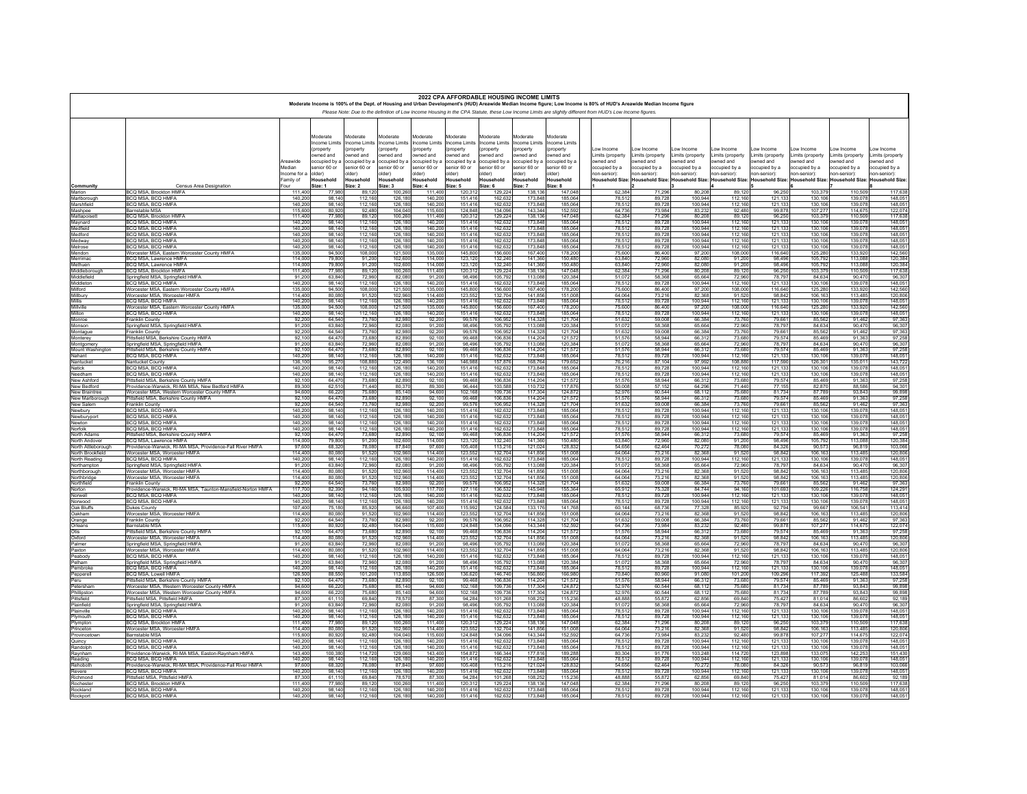# 2022 CPA AFFORDABLE HOUSING INCOME LIMITS

**Moderate Income is 100% of the Dept. of Housing and Urban Development's (HUD) Areawide Median Income figure; Low Income is 80% of HUD's Areawide Median Income figure**

*Please Note: Due to the definition of Low Income Housing in the CPA Statute, these Low Income limits are slightly different from HUD's Low Income figures.*

| Community | Census Area Designation | Areawide Median Income for a Family of Four | Moderate Income Limits (property owned and occupied by a senior 60 or older) Household Size: 1 | Moderate Income Limits (property owned and occupied by a senior 60 or older) Household Size: 2 | Moderate Income Limits (property owned and occupied by a senior 60 or older) Household Size: 3 | Moderate Income Limits (property owned and occupied by a senior 60 or older) Household Size: 4 | Moderate Income Limits (property owned and occupied by a senior 60 or older) Household Size: 5 | Moderate Income Limits (property owned and occupied by a senior 60 or older) Household Size: 6 | Moderate Income Limits (property owned and occupied by a senior 60 or older) Household Size: 7 | Moderate Income Limits (property owned and occupied by a senior 60 or older) Household Size: 8 | Low Income Limits (property owned and occupied by a non-senior): Household Size: 1 | Low Income Limits (property owned and occupied by a non-senior): Household Size: 2 | Low Income Limits (property owned and occupied by a non-senior): Household Size: 3 | Low Income Limits (property owned and occupied by a non-senior): Household Size: 4 | Low Income Limits (property owned and occupied by a non-senior): Household Size: 5 | Low Income Limits (property owned and occupied by a non-senior): Household Size: 6 | Low Income Limits (property owned and occupied by a non-senior): Household Size: 7 | Low Income Limits (property owned and occupied by a non-senior): Household Size: 8 |
|---|---|---|---|---|---|---|---|---|---|---|---|---|---|---|---|---|---|---|
| Marion | BCQ MSA, Brockton HMFA | 111,400 | 77,980 | 89,120 | 100,260 | 111,400 | 120,312 | 129,224 | 138,136 | 147,048 | 62,384 | 71,296 | 80,208 | 89,120 | 96,250 | 103,379 | 110,509 | 117,638 |
| Marlborough | BCQ MSA, BCQ HMFA | 140,200 | 98,140 | 112,160 | 126,180 | 140,200 | 151,416 | 162,632 | 173,848 | 185,064 | 78,512 | 89,728 | 100,944 | 112,160 | 121,133 | 130,106 | 139,078 | 148,051 |
| Marshfield | BCQ MSA, BCQ HMFA | 140,200 | 98,140 | 112,160 | 126,180 | 140,200 | 151,416 | 162,632 | 173,848 | 185,064 | 78,512 | 89,728 | 100,944 | 112,160 | 121,133 | 130,106 | 139,078 | 148,051 |
| Mashpee | Barnstable MSA | 115,600 | 80,920 | 92,480 | 104,040 | 115,600 | 124,848 | 134,096 | 143,344 | 152,592 | 64,736 | 73,984 | 83,232 | 92,480 | 99,878 | 107,277 | 114,675 | 122,074 |
| Mattapoisett | BCQ MSA, Brockton HMFA | 111,400 | 77,980 | 89,120 | 100,260 | 111,400 | 120,312 | 129,224 | 138,136 | 147,048 | 62,384 | 71,296 | 80,208 | 89,120 | 96,250 | 103,379 | 110,509 | 117,638 |
| Maynard | BCQ MSA, BCQ HMFA | 140,200 | 98,140 | 112,160 | 126,180 | 140,200 | 151,416 | 162,632 | 173,848 | 185,064 | 78,512 | 89,728 | 100,944 | 112,160 | 121,133 | 130,106 | 139,078 | 148,051 |
| Medfield | BCQ MSA, BCQ HMFA | 140,200 | 98,140 | 112,160 | 126,180 | 140,200 | 151,416 | 162,632 | 173,848 | 185,064 | 78,512 | 89,728 | 100,944 | 112,160 | 121,133 | 130,106 | 139,078 | 148,051 |
| Medford | BCQ MSA, BCQ HMFA | 140,200 | 98,140 | 112,160 | 126,180 | 140,200 | 151,416 | 162,632 | 173,848 | 185,064 | 78,512 | 89,728 | 100,944 | 112,160 | 121,133 | 130,106 | 139,078 | 148,051 |
| Medway | BCQ MSA, BCQ HMFA | 140,200 | 98,140 | 112,160 | 126,180 | 140,200 | 151,416 | 162,632 | 173,848 | 185,064 | 78,512 | 89,728 | 100,944 | 112,160 | 121,133 | 130,106 | 139,078 | 148,051 |
| Melrose | BCQ MSA, BCQ HMFA | 140,200 | 98,140 | 112,160 | 126,180 | 140,200 | 151,416 | 162,632 | 173,848 | 185,064 | 78,512 | 89,728 | 100,944 | 112,160 | 121,133 | 130,106 | 139,078 | 148,051 |
| Mendon | Worcester MSA, Eastern Worcester County HMFA | 135,000 | 94,500 | 108,000 | 121,500 | 135,000 | 145,800 | 156,600 | 167,400 | 178,200 | 75,600 | 86,400 | 97,200 | 108,000 | 116,640 | 125,280 | 133,920 | 142,560 |
| Merrimac | BCQ MSA, Lawrence HMFA | 114,000 | 79,800 | 91,200 | 102,600 | 114,000 | 123,120 | 132,240 | 141,360 | 150,480 | 63,840 | 72,960 | 82,080 | 91,200 | 98,496 | 105,792 | 113,088 | 120,384 |
| Methuen | BCQ MSA, Lawrence HMFA | 114,000 | 79,800 | 91,200 | 102,600 | 114,000 | 123,120 | 132,240 | 141,360 | 150,480 | 63,840 | 72,960 | 82,080 | 91,200 | 98,496 | 105,792 | 113,088 | 120,384 |
| Middleborough | BCQ MSA, Brockton HMFA | 111,400 | 77,980 | 89,120 | 100,260 | 111,400 | 120,312 | 129,224 | 138,136 | 147,048 | 62,384 | 71,296 | 80,208 | 89,120 | 96,250 | 103,379 | 110,509 | 117,638 |
| Middlefield | Springfield MSA, Springfield HMFA | 91,200 | 63,840 | 72,960 | 82,080 | 91,200 | 98,496 | 105,792 | 113,088 | 120,384 | 51,072 | 58,368 | 65,664 | 72,960 | 78,797 | 84,634 | 90,470 | 96,307 |
| Middleton | BCQ MSA, BCQ HMFA | 140,200 | 98,140 | 112,160 | 126,180 | 140,200 | 151,416 | 162,632 | 173,848 | 185,064 | 78,512 | 89,728 | 100,944 | 112,160 | 121,133 | 130,106 | 139,078 | 148,051 |
| Milford | Worcester MSA, Eastern Worcester County HMFA | 135,000 | 94,500 | 108,000 | 121,500 | 135,000 | 145,800 | 156,600 | 167,400 | 178,200 | 75,600 | 86,400 | 97,200 | 108,000 | 116,640 | 125,280 | 133,920 | 142,560 |
| Millbury | Worcester MSA, Worcester HMFA | 114,400 | 80,080 | 91,520 | 102,960 | 114,400 | 123,552 | 132,704 | 141,856 | 151,008 | 64,064 | 73,216 | 82,368 | 91,520 | 98,842 | 106,163 | 113,485 | 120,806 |
| Millis | BCQ MSA, BCQ HMFA | 140,200 | 98,140 | 112,160 | 126,180 | 140,200 | 151,416 | 162,632 | 173,848 | 185,064 | 78,512 | 89,728 | 100,944 | 112,160 | 121,133 | 130,106 | 139,078 | 148,051 |
| Millville | Worcester MSA, Eastern Worcester County HMFA | 135,000 | 94,500 | 108,000 | 121,500 | 135,000 | 145,800 | 156,600 | 167,400 | 178,200 | 75,600 | 86,400 | 97,200 | 108,000 | 116,640 | 125,280 | 133,920 | 142,560 |
| Milton | BCQ MSA, BCQ HMFA | 140,200 | 98,140 | 112,160 | 126,180 | 140,200 | 151,416 | 162,632 | 173,848 | 185,064 | 78,512 | 89,728 | 100,944 | 112,160 | 121,133 | 130,106 | 139,078 | 148,051 |
| Monroe | Franklin County | 92,200 | 64,540 | 73,760 | 82,980 | 92,200 | 99,576 | 106,952 | 114,328 | 121,704 | 51,632 | 59,008 | 66,384 | 73,760 | 79,661 | 85,562 | 91,462 | 97,363 |
| Monson | Springfield MSA, Springfield HMFA | 91,200 | 63,840 | 72,960 | 82,080 | 91,200 | 98,496 | 105,792 | 113,088 | 120,384 | 51,072 | 58,368 | 65,664 | 72,960 | 78,797 | 84,634 | 90,470 | 96,307 |
| Montague | Franklin County | 92,200 | 64,540 | 73,760 | 82,980 | 92,200 | 99,576 | 106,952 | 114,328 | 121,704 | 51,632 | 59,008 | 66,384 | 73,760 | 79,661 | 85,562 | 91,462 | 97,363 |
| Monterey | Pittsfield MSA, Berkshire County HMFA | 92,100 | 64,470 | 73,680 | 82,890 | 92,100 | 99,468 | 106,836 | 114,204 | 121,572 | 51,576 | 58,944 | 66,312 | 73,680 | 79,574 | 85,469 | 91,363 | 97,258 |
| Montgomery | Springfield MSA, Springfield HMFA | 91,200 | 63,840 | 72,960 | 82,080 | 91,200 | 98,496 | 105,792 | 113,088 | 120,384 | 51,072 | 58,368 | 65,664 | 72,960 | 78,797 | 84,634 | 90,470 | 96,307 |
| Mount Washington | Pittsfield MSA, Berkshire County HMFA | 92,100 | 64,470 | 73,680 | 82,890 | 92,100 | 99,468 | 106,836 | 114,204 | 121,572 | 51,576 | 58,944 | 66,312 | 73,680 | 79,574 | 85,469 | 91,363 | 97,258 |
| Nahant | BCQ MSA, BCQ HMFA | 140,200 | 98,140 | 112,160 | 126,180 | 140,200 | 151,416 | 162,632 | 173,848 | 185,064 | 78,512 | 89,728 | 100,944 | 112,160 | 121,133 | 130,106 | 139,078 | 148,051 |
| Nantucket | Nantucket County | 136,100 | 95,270 | 108,880 | 122,490 | 136,100 | 146,988 | 157,876 | 168,764 | 179,652 | 76,216 | 87,104 | 97,992 | 108,880 | 117,590 | 126,301 | 135,011 | 143,722 |
| Natick | BCQ MSA, BCQ HMFA | 140,200 | 98,140 | 112,160 | 126,180 | 140,200 | 151,416 | 162,632 | 173,848 | 185,064 | 78,512 | 89,728 | 100,944 | 112,160 | 121,133 | 130,106 | 139,078 | 148,051 |
| Needham | BCQ MSA, BCQ HMFA | 140,200 | 98,140 | 112,160 | 126,180 | 140,200 | 151,416 | 162,632 | 173,848 | 185,064 | 78,512 | 89,728 | 100,944 | 112,160 | 121,133 | 130,106 | 139,078 | 148,051 |
| New Ashford | Pittsfield MSA, Berkshire County HMFA | 92,100 | 64,470 | 73,680 | 82,890 | 92,100 | 99,468 | 106,836 | 114,204 | 121,572 | 51,576 | 58,944 | 66,312 | 73,680 | 79,574 | 85,469 | 91,363 | 97,258 |
| New Bedford | Providence-Warwick, RI-MA MSA, New Bedford HMFA | 89,300 | 62,510 | 71,440 | 80,370 | 89,300 | 96,444 | 103,588 | 110,732 | 117,876 | 50,008 | 57,152 | 64,296 | 71,440 | 77,155 | 82,870 | 88,586 | 94,301 |
| New Braintree | Worcester MSA, Western Worcester County HMFA | 94,600 | 66,220 | 75,680 | 85,140 | 94,600 | 102,168 | 109,736 | 117,304 | 124,872 | 52,976 | 60,544 | 68,112 | 75,680 | 81,734 | 87,789 | 93,843 | 99,898 |
| New Marlborough | Pittsfield MSA, Berkshire County HMFA | 92,100 | 64,470 | 73,680 | 82,890 | 92,100 | 99,468 | 106,836 | 114,204 | 121,572 | 51,576 | 58,944 | 66,312 | 73,680 | 79,574 | 85,469 | 91,363 | 97,258 |
| New Salem | Franklin County | 92,200 | 64,540 | 73,760 | 82,980 | 92,200 | 99,576 | 106,952 | 114,328 | 121,704 | 51,632 | 59,008 | 66,384 | 73,760 | 79,661 | 85,562 | 91,462 | 97,363 |
| Newbury | BCQ MSA, BCQ HMFA | 140,200 | 98,140 | 112,160 | 126,180 | 140,200 | 151,416 | 162,632 | 173,848 | 185,064 | 78,512 | 89,728 | 100,944 | 112,160 | 121,133 | 130,106 | 139,078 | 148,051 |
| Newburyport | BCQ MSA, BCQ HMFA | 140,200 | 98,140 | 112,160 | 126,180 | 140,200 | 151,416 | 162,632 | 173,848 | 185,064 | 78,512 | 89,728 | 100,944 | 112,160 | 121,133 | 130,106 | 139,078 | 148,051 |
| Newton | BCQ MSA, BCQ HMFA | 140,200 | 98,140 | 112,160 | 126,180 | 140,200 | 151,416 | 162,632 | 173,848 | 185,064 | 78,512 | 89,728 | 100,944 | 112,160 | 121,133 | 130,106 | 139,078 | 148,051 |
| Norfolk | BCQ MSA, BCQ HMFA | 140,200 | 98,140 | 112,160 | 126,180 | 140,200 | 151,416 | 162,632 | 173,848 | 185,064 | 78,512 | 89,728 | 100,944 | 112,160 | 121,133 | 130,106 | 139,078 | 148,051 |
| North Adams | Pittsfield MSA, Berkshire County HMFA | 92,100 | 64,470 | 73,680 | 82,890 | 92,100 | 99,468 | 106,836 | 114,204 | 121,572 | 51,576 | 58,944 | 66,312 | 73,680 | 79,574 | 85,469 | 91,363 | 97,258 |
| North Andover | BCQ MSA, Lawrence HMFA | 114,000 | 79,800 | 91,200 | 102,600 | 114,000 | 123,120 | 132,240 | 141,360 | 150,480 | 63,840 | 72,960 | 82,080 | 91,200 | 98,496 | 105,792 | 113,088 | 120,384 |
| North Attleborough | Providence-Warwick, RI-MA MSA, Providence-Fall River HMFA | 97,600 | 68,320 | 78,080 | 87,840 | 97,600 | 105,408 | 113,216 | 121,024 | 128,832 | 54,656 | 62,464 | 70,272 | 78,080 | 84,326 | 90,573 | 96,819 | 103,066 |
| North Brookfield | Worcester MSA, Worcester HMFA | 114,400 | 80,080 | 91,520 | 102,960 | 114,400 | 123,552 | 132,704 | 141,856 | 151,008 | 64,064 | 73,216 | 82,368 | 91,520 | 98,842 | 106,163 | 113,485 | 120,806 |
| North Reading | BCQ MSA, BCQ HMFA | 140,200 | 98,140 | 112,160 | 126,180 | 140,200 | 151,416 | 162,632 | 173,848 | 185,064 | 78,512 | 89,728 | 100,944 | 112,160 | 121,133 | 130,106 | 139,078 | 148,051 |
| Northampton | Springfield MSA, Springfield HMFA | 91,200 | 63,840 | 72,960 | 82,080 | 91,200 | 98,496 | 105,792 | 113,088 | 120,384 | 51,072 | 58,368 | 65,664 | 72,960 | 78,797 | 84,634 | 90,470 | 96,307 |
| Northborough | Worcester MSA, Worcester HMFA | 114,400 | 80,080 | 91,520 | 102,960 | 114,400 | 123,552 | 132,704 | 141,856 | 151,008 | 64,064 | 73,216 | 82,368 | 91,520 | 98,842 | 106,163 | 113,485 | 120,806 |
| Northbridge | Worcester MSA, Worcester HMFA | 114,400 | 80,080 | 91,520 | 102,960 | 114,400 | 123,552 | 132,704 | 141,856 | 151,008 | 64,064 | 73,216 | 82,368 | 91,520 | 98,842 | 106,163 | 113,485 | 120,806 |
| Northfield | Franklin County | 92,200 | 64,540 | 73,760 | 82,980 | 92,200 | 99,576 | 106,952 | 114,328 | 121,704 | 51,632 | 59,008 | 66,384 | 73,760 | 79,661 | 85,562 | 91,462 | 97,363 |
| Norton | Providence-Warwick, RI-MA MSA, Taunton-Mansfield-Norton HMFA | 117,700 | 82,390 | 94,160 | 105,930 | 117,700 | 127,116 | 136,532 | 145,948 | 155,364 | 65,912 | 75,328 | 84,744 | 94,160 | 101,693 | 109,226 | 116,758 | 124,291 |
| Norwell | BCQ MSA, BCQ HMFA | 140,200 | 98,140 | 112,160 | 126,180 | 140,200 | 151,416 | 162,632 | 173,848 | 185,064 | 78,512 | 89,728 | 100,944 | 112,160 | 121,133 | 130,106 | 139,078 | 148,051 |
| Norwood | BCQ MSA, BCQ HMFA | 140,200 | 98,140 | 112,160 | 126,180 | 140,200 | 151,416 | 162,632 | 173,848 | 185,064 | 78,512 | 89,728 | 100,944 | 112,160 | 121,133 | 130,106 | 139,078 | 148,051 |
| Oak Bluffs | Dukes County | 107,400 | 75,180 | 85,920 | 96,660 | 107,400 | 115,992 | 124,584 | 133,176 | 141,768 | 60,144 | 68,736 | 77,328 | 85,920 | 92,794 | 99,667 | 106,541 | 113,414 |
| Oakham | Worcester MSA, Worcester HMFA | 114,400 | 80,080 | 91,520 | 102,960 | 114,400 | 123,552 | 132,704 | 141,856 | 151,008 | 64,064 | 73,216 | 82,368 | 91,520 | 98,842 | 106,163 | 113,485 | 120,806 |
| Orange | Franklin County | 92,200 | 64,540 | 73,760 | 82,980 | 92,200 | 99,576 | 106,952 | 114,328 | 121,704 | 51,632 | 59,008 | 66,384 | 73,760 | 79,661 | 85,562 | 91,462 | 97,363 |
| Orleans | Barnstable MSA | 115,600 | 80,920 | 92,480 | 104,040 | 115,600 | 124,848 | 134,096 | 143,344 | 152,592 | 64,736 | 73,984 | 83,232 | 92,480 | 99,878 | 107,277 | 114,675 | 122,074 |
| Otis | Pittsfield MSA, Berkshire County HMFA | 92,100 | 64,470 | 73,680 | 82,890 | 92,100 | 99,468 | 106,836 | 114,204 | 121,572 | 51,576 | 58,944 | 66,312 | 73,680 | 79,574 | 85,469 | 91,363 | 97,258 |
| Oxford | Worcester MSA, Worcester HMFA | 114,400 | 80,080 | 91,520 | 102,960 | 114,400 | 123,552 | 132,704 | 141,856 | 151,008 | 64,064 | 73,216 | 82,368 | 91,520 | 98,842 | 106,163 | 113,485 | 120,806 |
| Palmer | Springfield MSA, Springfield HMFA | 91,200 | 63,840 | 72,960 | 82,080 | 91,200 | 98,496 | 105,792 | 113,088 | 120,384 | 51,072 | 58,368 | 65,664 | 72,960 | 78,797 | 84,634 | 90,470 | 96,307 |
| Paxton | Worcester MSA, Worcester HMFA | 114,400 | 80,080 | 91,520 | 102,960 | 114,400 | 123,552 | 132,704 | 141,856 | 151,008 | 64,064 | 73,216 | 82,368 | 91,520 | 98,842 | 106,163 | 113,485 | 120,806 |
| Peabody | BCQ MSA, BCQ HMFA | 140,200 | 98,140 | 112,160 | 126,180 | 140,200 | 151,416 | 162,632 | 173,848 | 185,064 | 78,512 | 89,728 | 100,944 | 112,160 | 121,133 | 130,106 | 139,078 | 148,051 |
| Pelham | Springfield MSA, Springfield HMFA | 91,200 | 63,840 | 72,960 | 82,080 | 91,200 | 98,496 | 105,792 | 113,088 | 120,384 | 51,072 | 58,368 | 65,664 | 72,960 | 78,797 | 84,634 | 90,470 | 96,307 |
| Pembroke | BCQ MSA, BCQ HMFA | 140,200 | 98,140 | 112,160 | 126,180 | 140,200 | 151,416 | 162,632 | 173,848 | 185,064 | 78,512 | 89,728 | 100,944 | 112,160 | 121,133 | 130,106 | 139,078 | 148,051 |
| Pepperell | BCQ MSA, Lowell HMFA | 126,500 | 88,550 | 101,200 | 113,850 | 126,500 | 136,620 | 146,740 | 156,860 | 166,980 | 70,840 | 80,960 | 91,080 | 101,200 | 109,296 | 117,392 | 125,488 | 133,584 |
| Peru | Pittsfield MSA, Berkshire County HMFA | 92,100 | 64,470 | 73,680 | 82,890 | 92,100 | 99,468 | 106,836 | 114,204 | 121,572 | 51,576 | 58,944 | 66,312 | 73,680 | 79,574 | 85,469 | 91,363 | 97,258 |
| Petersham | Worcester MSA, Western Worcester County HMFA | 94,600 | 66,220 | 75,680 | 85,140 | 94,600 | 102,168 | 109,736 | 117,304 | 124,872 | 52,976 | 60,544 | 68,112 | 75,680 | 81,734 | 87,789 | 93,843 | 99,898 |
| Phillipston | Worcester MSA, Western Worcester County HMFA | 94,600 | 66,220 | 75,680 | 85,140 | 94,600 | 102,168 | 109,736 | 117,304 | 124,872 | 52,976 | 60,544 | 68,112 | 75,680 | 81,734 | 87,789 | 93,843 | 99,898 |
| Pittsfield | Pittsfield MSA, Pittsfield HMFA | 87,300 | 61,110 | 69,840 | 78,570 | 87,300 | 94,284 | 101,268 | 108,252 | 115,236 | 48,888 | 55,872 | 62,856 | 69,840 | 75,427 | 81,014 | 86,602 | 92,189 |
| Plainfield | Springfield MSA, Springfield HMFA | 91,200 | 63,840 | 72,960 | 82,080 | 91,200 | 98,496 | 105,792 | 113,088 | 120,384 | 51,072 | 58,368 | 65,664 | 72,960 | 78,797 | 84,634 | 90,470 | 96,307 |
| Plainville | BCQ MSA, BCQ HMFA | 140,200 | 98,140 | 112,160 | 126,180 | 140,200 | 151,416 | 162,632 | 173,848 | 185,064 | 78,512 | 89,728 | 100,944 | 112,160 | 121,133 | 130,106 | 139,078 | 148,051 |
| Plymouth | BCQ MSA, BCQ HMFA | 140,200 | 98,140 | 112,160 | 126,180 | 140,200 | 151,416 | 162,632 | 173,848 | 185,064 | 78,512 | 89,728 | 100,944 | 112,160 | 121,133 | 130,106 | 139,078 | 148,051 |
| Plympton | BCQ MSA, Brockton HMFA | 111,400 | 77,980 | 89,120 | 100,260 | 111,400 | 120,312 | 129,224 | 138,136 | 147,048 | 62,384 | 71,296 | 80,208 | 89,120 | 96,250 | 103,379 | 110,509 | 117,638 |
| Princeton | Worcester MSA, Worcester HMFA | 114,400 | 80,080 | 91,520 | 102,960 | 114,400 | 123,552 | 132,704 | 141,856 | 151,008 | 64,064 | 73,216 | 82,368 | 91,520 | 98,842 | 106,163 | 113,485 | 120,806 |
| Provincetown | Barnstable MSA | 115,600 | 80,920 | 92,480 | 104,040 | 115,600 | 124,848 | 134,096 | 143,344 | 152,592 | 64,736 | 73,984 | 83,232 | 92,480 | 99,878 | 107,277 | 114,675 | 122,074 |
| Quincy | BCQ MSA, BCQ HMFA | 140,200 | 98,140 | 112,160 | 126,180 | 140,200 | 151,416 | 162,632 | 173,848 | 185,064 | 78,512 | 89,728 | 100,944 | 112,160 | 121,133 | 130,106 | 139,078 | 148,051 |
| Randolph | BCQ MSA, BCQ HMFA | 140,200 | 98,140 | 112,160 | 126,180 | 140,200 | 151,416 | 162,632 | 173,848 | 185,064 | 78,512 | 89,728 | 100,944 | 112,160 | 121,133 | 130,106 | 139,078 | 148,051 |
| Raynham | Providence-Warwick, RI-MA MSA, Easton-Raynham HMFA | 143,400 | 100,380 | 114,720 | 129,060 | 143,400 | 154,872 | 166,344 | 177,816 | 189,288 | 80,304 | 91,776 | 103,248 | 114,720 | 123,898 | 133,075 | 142,253 | 151,430 |
| Reading | BCQ MSA, BCQ HMFA | 140,200 | 98,140 | 112,160 | 126,180 | 140,200 | 151,416 | 162,632 | 173,848 | 185,064 | 78,512 | 89,728 | 100,944 | 112,160 | 121,133 | 130,106 | 139,078 | 148,051 |
| Rehoboth | Providence-Warwick, RI-MA MSA, Providence-Fall River HMFA | 97,600 | 68,320 | 78,080 | 87,840 | 97,600 | 105,408 | 113,216 | 121,024 | 128,832 | 54,656 | 62,464 | 70,272 | 78,080 | 84,326 | 90,573 | 96,819 | 103,066 |
| Revere | BCQ MSA, BCQ HMFA | 140,200 | 98,140 | 112,160 | 126,180 | 140,200 | 151,416 | 162,632 | 173,848 | 185,064 | 78,512 | 89,728 | 100,944 | 112,160 | 121,133 | 130,106 | 139,078 | 148,051 |
| Richmond | Pittsfield MSA, Pittsfield HMFA | 87,300 | 61,110 | 69,840 | 78,570 | 87,300 | 94,284 | 101,268 | 108,252 | 115,236 | 48,888 | 55,872 | 62,856 | 69,840 | 75,427 | 81,014 | 86,602 | 92,189 |
| Rochester | BCQ MSA, Brockton HMFA | 111,400 | 77,980 | 89,120 | 100,260 | 111,400 | 120,312 | 129,224 | 138,136 | 147,048 | 62,384 | 71,296 | 80,208 | 89,120 | 96,250 | 103,379 | 110,509 | 117,638 |
| Rockland | BCQ MSA, BCQ HMFA | 140,200 | 98,140 | 112,160 | 126,180 | 140,200 | 151,416 | 162,632 | 173,848 | 185,064 | 78,512 | 89,728 | 100,944 | 112,160 | 121,133 | 130,106 | 139,078 | 148,051 |
| Rockport | BCQ MSA, BCQ HMFA | 140,200 | 98,140 | 112,160 | 126,180 | 140,200 | 151,416 | 162,632 | 173,848 | 185,064 | 78,512 | 89,728 | 100,944 | 112,160 | 121,133 | 130,106 | 139,078 | 148,051 |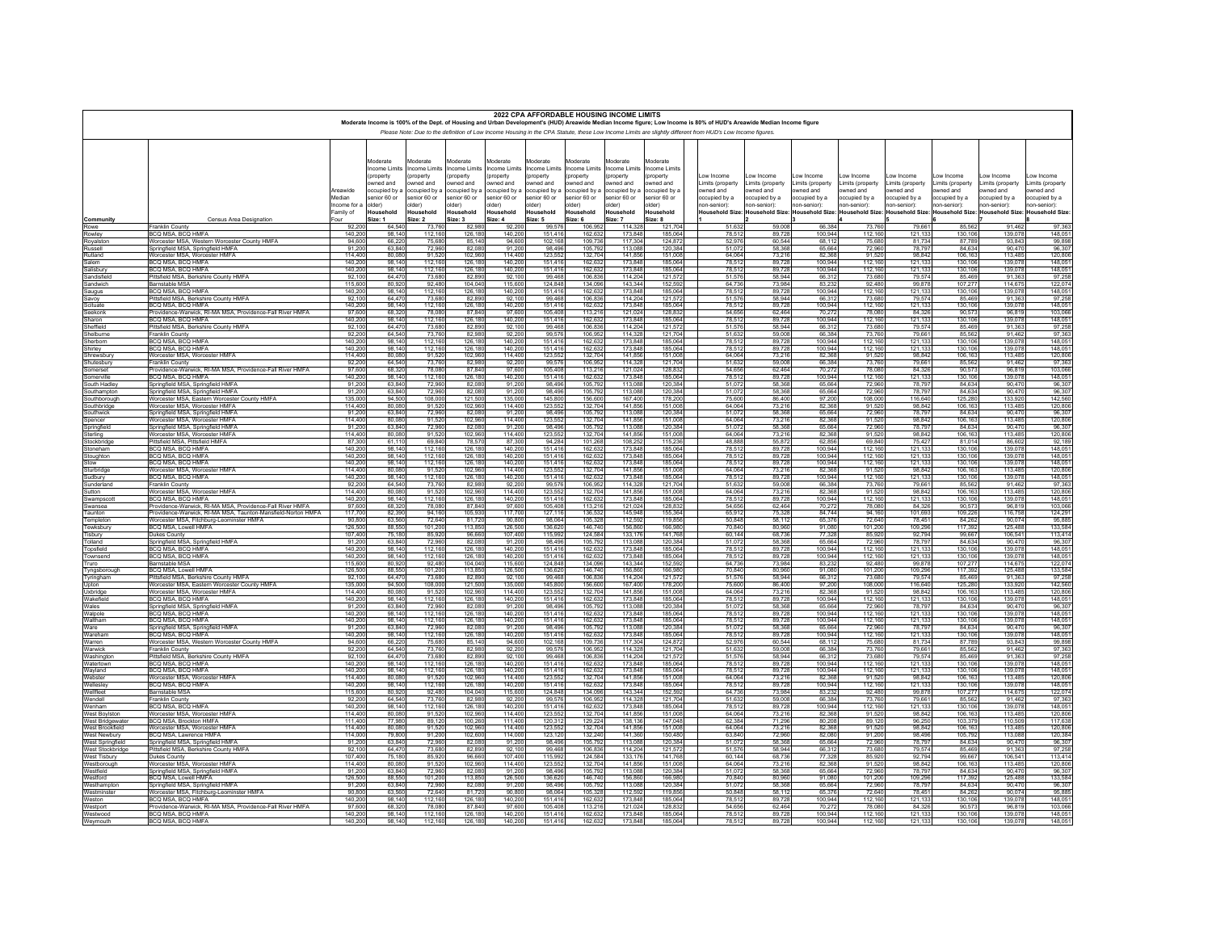# 2022 CPA AFFORDABLE HOUSING INCOME LIMITS

**Moderate Income is 100% of the Dept. of Housing and Urban Development's (HUD) Areawide Median Income figure; Low Income is 80% of HUD's Areawide Median Income figure**

*Please Note: Due to the definition of Low Income Housing in the CPA Statute, these Low Income Limits are slightly different from HUD's Low Income figures.*

| Community | Census Area Designation | Areawide Median Income for a Family of Four | Moderate Income Limits (property owned and occupied by a senior 60 or older) Household Size: 1 | Moderate Income Limits (property owned and occupied by a senior 60 or older) Household Size: 2 | Moderate Income Limits (property owned and occupied by a senior 60 or older) Household Size: 3 | Moderate Income Limits (property owned and occupied by a senior 60 or older) Household Size: 4 | Moderate Income Limits (property owned and occupied by a senior 60 or older) Household Size: 5 | Moderate Income Limits (property owned and occupied by a senior 60 or older) Household Size: 6 | Moderate Income Limits (property owned and occupied by a senior 60 or older) Household Size: 7 | Moderate Income Limits (property owned and occupied by a senior 60 or older) Household Size: 8 | Low Income Limits (property owned and occupied by a non-senior): Household Size: 1 | Low Income Limits (property owned and occupied by a non-senior): Household Size: 2 | Low Income Limits (property owned and occupied by a non-senior): Household Size: 3 | Low Income Limits (property owned and occupied by a non-senior): Household Size: 4 | Low Income Limits (property owned and occupied by a non-senior): Household Size: 5 | Low Income Limits (property owned and occupied by a non-senior): Household Size: 6 | Low Income Limits (property owned and occupied by a non-senior): Household Size: 7 | Low Income Limits (property owned and occupied by a non-senior): Household Size: 8 |
|---|---|---|---|---|---|---|---|---|---|---|---|---|---|---|---|---|---|---|
| Rowe | Franklin County | 92,200 | 64,540 | 73,760 | 82,980 | 92,200 | 99,576 | 106,952 | 114,328 | 121,704 | 51,632 | 59,008 | 66,384 | 73,760 | 79,661 | 85,562 | 91,462 | 97,363 |
| Rowley | BCQ MSA, BCQ HMFA | 140,200 | 98,140 | 112,160 | 126,180 | 140,200 | 151,416 | 162,632 | 173,848 | 185,064 | 78,512 | 89,728 | 100,944 | 112,160 | 121,133 | 130,106 | 139,078 | 148,051 |
| Royalston | Worcester MSA, Western Worcester County HMFA | 94,600 | 66,220 | 75,680 | 85,140 | 94,600 | 102,168 | 109,736 | 117,304 | 124,872 | 52,976 | 60,544 | 68,112 | 75,680 | 81,734 | 87,789 | 93,843 | 99,898 |
| Russell | Springfield MSA, Springfield HMFA | 91,200 | 63,840 | 72,960 | 82,080 | 91,200 | 98,496 | 105,792 | 113,088 | 120,384 | 51,072 | 58,368 | 65,664 | 72,960 | 78,797 | 84,634 | 90,470 | 96,307 |
| Rutland | Worcester MSA, Worcester HMFA | 114,400 | 80,080 | 91,520 | 102,960 | 114,400 | 123,552 | 132,704 | 141,856 | 151,008 | 64,064 | 73,216 | 82,368 | 91,520 | 98,842 | 106,163 | 113,485 | 120,806 |
| Salem | BCQ MSA, BCQ HMFA | 140,200 | 98,140 | 112,160 | 126,180 | 140,200 | 151,416 | 162,632 | 173,848 | 185,064 | 78,512 | 89,728 | 100,944 | 112,160 | 121,133 | 130,106 | 139,078 | 148,051 |
| Salisbury | BCQ MSA, BCQ HMFA | 140,200 | 98,140 | 112,160 | 126,180 | 140,200 | 151,416 | 162,632 | 173,848 | 185,064 | 78,512 | 89,728 | 100,944 | 112,160 | 121,133 | 130,106 | 139,078 | 148,051 |
| Sandisfield | Pittsfield MSA, Berkshire County HMFA | 92,100 | 64,470 | 73,680 | 82,890 | 92,100 | 99,468 | 106,836 | 114,204 | 121,572 | 51,576 | 58,944 | 66,312 | 73,680 | 79,574 | 85,469 | 91,363 | 97,258 |
| Sandwich | Barnstable MSA | 115,600 | 80,920 | 92,480 | 104,040 | 115,600 | 124,848 | 134,096 | 143,344 | 152,592 | 64,736 | 73,984 | 83,232 | 92,480 | 99,878 | 107,277 | 114,675 | 122,074 |
| Saugus | BCQ MSA, BCQ HMFA | 140,200 | 98,140 | 112,160 | 126,180 | 140,200 | 151,416 | 162,632 | 173,848 | 185,064 | 78,512 | 89,728 | 100,944 | 112,160 | 121,133 | 130,106 | 139,078 | 148,051 |
| Savoy | Pittsfield MSA, Berkshire County HMFA | 92,100 | 64,470 | 73,680 | 82,890 | 92,100 | 99,468 | 106,836 | 114,204 | 121,572 | 51,576 | 58,944 | 66,312 | 73,680 | 79,574 | 85,469 | 91,363 | 97,258 |
| Scituate | BCQ MSA, BCQ HMFA | 140,200 | 98,140 | 112,160 | 126,180 | 140,200 | 151,416 | 162,632 | 173,848 | 185,064 | 78,512 | 89,728 | 100,944 | 112,160 | 121,133 | 130,106 | 139,078 | 148,051 |
| Seekonk | Providence-Warwick, RI-MA MSA, Providence-Fall River HMFA | 97,600 | 68,320 | 78,080 | 87,840 | 97,600 | 105,408 | 113,216 | 121,024 | 128,832 | 54,656 | 62,464 | 70,272 | 78,080 | 84,326 | 90,573 | 96,819 | 103,066 |
| Sharon | BCQ MSA, BCQ HMFA | 140,200 | 98,140 | 112,160 | 126,180 | 140,200 | 151,416 | 162,632 | 173,848 | 185,064 | 78,512 | 89,728 | 100,944 | 112,160 | 121,133 | 130,106 | 139,078 | 148,051 |
| Sheffield | Pittsfield MSA, Berkshire County HMFA | 92,100 | 64,470 | 73,680 | 82,890 | 92,100 | 99,468 | 106,836 | 114,204 | 121,572 | 51,576 | 58,944 | 66,312 | 73,680 | 79,574 | 85,469 | 91,363 | 97,258 |
| Shelburne | Franklin County | 92,200 | 64,540 | 73,760 | 82,980 | 92,200 | 99,576 | 106,952 | 114,328 | 121,704 | 51,632 | 59,008 | 66,384 | 73,760 | 79,661 | 85,562 | 91,462 | 97,363 |
| Sherborn | BCQ MSA, BCQ HMFA | 140,200 | 98,140 | 112,160 | 126,180 | 140,200 | 151,416 | 162,632 | 173,848 | 185,064 | 78,512 | 89,728 | 100,944 | 112,160 | 121,133 | 130,106 | 139,078 | 148,051 |
| Shirley | BCQ MSA, BCQ HMFA | 140,200 | 98,140 | 112,160 | 126,180 | 140,200 | 151,416 | 162,632 | 173,848 | 185,064 | 78,512 | 89,728 | 100,944 | 112,160 | 121,133 | 130,106 | 139,078 | 148,051 |
| Shrewsbury | Worcester MSA, Worcester HMFA | 114,400 | 80,080 | 91,520 | 102,960 | 114,400 | 123,552 | 132,704 | 141,856 | 151,008 | 64,064 | 73,216 | 82,368 | 91,520 | 98,842 | 106,163 | 113,485 | 120,806 |
| Shutesbury | Franklin County | 92,200 | 64,540 | 73,760 | 82,980 | 92,200 | 99,576 | 106,952 | 114,328 | 121,704 | 51,632 | 59,008 | 66,384 | 73,760 | 79,661 | 85,562 | 91,462 | 97,363 |
| Somerset | Providence-Warwick, RI-MA MSA, Providence-Fall River HMFA | 97,600 | 68,320 | 78,080 | 87,840 | 97,600 | 105,408 | 113,216 | 121,024 | 128,832 | 54,656 | 62,464 | 70,272 | 78,080 | 84,326 | 90,573 | 96,819 | 103,066 |
| Somerville | BCQ MSA, BCQ HMFA | 140,200 | 98,140 | 112,160 | 126,180 | 140,200 | 151,416 | 162,632 | 173,848 | 185,064 | 78,512 | 89,728 | 100,944 | 112,160 | 121,133 | 130,106 | 139,078 | 148,051 |
| South Hadley | Springfield MSA, Springfield HMFA | 91,200 | 63,840 | 72,960 | 82,080 | 91,200 | 98,496 | 105,792 | 113,088 | 120,384 | 51,072 | 58,368 | 65,664 | 72,960 | 78,797 | 84,634 | 90,470 | 96,307 |
| Southampton | Springfield MSA, Springfield HMFA | 91,200 | 63,840 | 72,960 | 82,080 | 91,200 | 98,496 | 105,792 | 113,088 | 120,384 | 51,072 | 58,368 | 65,664 | 72,960 | 78,797 | 84,634 | 90,470 | 96,307 |
| Southborough | Worcester MSA, Eastern Worcester County HMFA | 135,000 | 94,500 | 108,000 | 121,500 | 135,000 | 145,800 | 156,600 | 167,400 | 178,200 | 75,600 | 86,400 | 97,200 | 108,000 | 116,640 | 125,280 | 133,920 | 142,560 |
| Southbridge | Worcester MSA, Worcester HMFA | 114,400 | 80,080 | 91,520 | 102,960 | 114,400 | 123,552 | 132,704 | 141,856 | 151,008 | 64,064 | 73,216 | 82,368 | 91,520 | 98,842 | 106,163 | 113,485 | 120,806 |
| Southwick | Springfield MSA, Springfield HMFA | 91,200 | 63,840 | 72,960 | 82,080 | 91,200 | 98,496 | 105,792 | 113,088 | 120,384 | 51,072 | 58,368 | 65,664 | 72,960 | 78,797 | 84,634 | 90,470 | 96,307 |
| Spencer | Worcester MSA, Worcester HMFA | 114,400 | 80,080 | 91,520 | 102,960 | 114,400 | 123,552 | 132,704 | 141,856 | 151,008 | 64,064 | 73,216 | 82,368 | 91,520 | 98,842 | 106,163 | 113,485 | 120,806 |
| Springfield | Springfield MSA, Springfield HMFA | 91,200 | 63,840 | 72,960 | 82,080 | 91,200 | 98,496 | 105,792 | 113,088 | 120,384 | 51,072 | 58,368 | 65,664 | 72,960 | 78,797 | 84,634 | 90,470 | 96,307 |
| Sterling | Worcester MSA, Worcester HMFA | 114,400 | 80,080 | 91,520 | 102,960 | 114,400 | 123,552 | 132,704 | 141,856 | 151,008 | 64,064 | 73,216 | 82,368 | 91,520 | 98,842 | 106,163 | 113,485 | 120,806 |
| Stockbridge | Pittsfield MSA, Pittsfield HMFA | 87,300 | 61,110 | 69,840 | 78,570 | 87,300 | 94,284 | 101,268 | 108,252 | 115,236 | 48,888 | 55,872 | 62,856 | 69,840 | 75,427 | 81,014 | 86,602 | 92,189 |
| Stoneham | BCQ MSA, BCQ HMFA | 140,200 | 98,140 | 112,160 | 126,180 | 140,200 | 151,416 | 162,632 | 173,848 | 185,064 | 78,512 | 89,728 | 100,944 | 112,160 | 121,133 | 130,106 | 139,078 | 148,051 |
| Stoughton | BCQ MSA, BCQ HMFA | 140,200 | 98,140 | 112,160 | 126,180 | 140,200 | 151,416 | 162,632 | 173,848 | 185,064 | 78,512 | 89,728 | 100,944 | 112,160 | 121,133 | 130,106 | 139,078 | 148,051 |
| Stow | BCQ MSA, BCQ HMFA | 140,200 | 98,140 | 112,160 | 126,180 | 140,200 | 151,416 | 162,632 | 173,848 | 185,064 | 78,512 | 89,728 | 100,944 | 112,160 | 121,133 | 130,106 | 139,078 | 148,051 |
| Sturbridge | Worcester MSA, Worcester HMFA | 114,400 | 80,080 | 91,520 | 102,960 | 114,400 | 123,552 | 132,704 | 141,856 | 151,008 | 64,064 | 73,216 | 82,368 | 91,520 | 98,842 | 106,163 | 113,485 | 120,806 |
| Sudbury | BCQ MSA, BCQ HMFA | 140,200 | 98,140 | 112,160 | 126,180 | 140,200 | 151,416 | 162,632 | 173,848 | 185,064 | 78,512 | 89,728 | 100,944 | 112,160 | 121,133 | 130,106 | 139,078 | 148,051 |
| Sunderland | Franklin County | 92,200 | 64,540 | 73,760 | 82,980 | 92,200 | 99,576 | 106,952 | 114,328 | 121,704 | 51,632 | 59,008 | 66,384 | 73,760 | 79,661 | 85,562 | 91,462 | 97,363 |
| Sutton | Worcester MSA, Worcester HMFA | 114,400 | 80,080 | 91,520 | 102,960 | 114,400 | 123,552 | 132,704 | 141,856 | 151,008 | 64,064 | 73,216 | 82,368 | 91,520 | 98,842 | 106,163 | 113,485 | 120,806 |
| Swampscott | BCQ MSA, BCQ HMFA | 140,200 | 98,140 | 112,160 | 126,180 | 140,200 | 151,416 | 162,632 | 173,848 | 185,064 | 78,512 | 89,728 | 100,944 | 112,160 | 121,133 | 130,106 | 139,078 | 148,051 |
| Swansea | Providence-Warwick, RI-MA MSA, Providence-Fall River HMFA | 97,600 | 68,320 | 78,080 | 87,840 | 97,600 | 105,408 | 113,216 | 121,024 | 128,832 | 54,656 | 62,464 | 70,272 | 78,080 | 84,326 | 90,573 | 96,819 | 103,066 |
| Taunton | Providence-Warwick, RI-MA MSA, Taunton-Mansfield-Norton HMFA | 117,700 | 82,390 | 94,160 | 105,930 | 117,700 | 127,116 | 136,532 | 145,948 | 155,364 | 65,912 | 75,328 | 84,744 | 94,160 | 101,693 | 109,226 | 116,758 | 124,291 |
| Templeton | Worcester MSA, Fitchburg-Leominster HMFA | 90,800 | 63,560 | 72,640 | 81,720 | 90,800 | 98,064 | 105,328 | 112,592 | 119,856 | 50,848 | 58,112 | 65,376 | 72,640 | 78,451 | 84,262 | 90,074 | 95,885 |
| Tewksbury | BCQ MSA, Lowell HMFA | 126,500 | 88,550 | 101,200 | 113,850 | 126,500 | 136,620 | 146,740 | 156,860 | 166,980 | 70,840 | 80,960 | 91,080 | 101,200 | 109,296 | 117,392 | 125,488 | 133,584 |
| Tisbury | Dukes County | 107,400 | 75,180 | 85,920 | 96,660 | 107,400 | 115,992 | 124,584 | 133,176 | 141,768 | 60,144 | 68,736 | 77,328 | 85,920 | 92,794 | 99,667 | 106,541 | 113,414 |
| Tolland | Springfield MSA, Springfield HMFA | 91,200 | 63,840 | 72,960 | 82,080 | 91,200 | 98,496 | 105,792 | 113,088 | 120,384 | 51,072 | 58,368 | 65,664 | 72,960 | 78,797 | 84,634 | 90,470 | 96,307 |
| Topsfield | BCQ MSA, BCQ HMFA | 140,200 | 98,140 | 112,160 | 126,180 | 140,200 | 151,416 | 162,632 | 173,848 | 185,064 | 78,512 | 89,728 | 100,944 | 112,160 | 121,133 | 130,106 | 139,078 | 148,051 |
| Townsend | BCQ MSA, BCQ HMFA | 140,200 | 98,140 | 112,160 | 126,180 | 140,200 | 151,416 | 162,632 | 173,848 | 185,064 | 78,512 | 89,728 | 100,944 | 112,160 | 121,133 | 130,106 | 139,078 | 148,051 |
| Truro | Barnstable MSA | 115,600 | 80,920 | 92,480 | 104,040 | 115,600 | 124,848 | 134,096 | 143,344 | 152,592 | 64,736 | 73,984 | 83,232 | 92,480 | 99,878 | 107,277 | 114,675 | 122,074 |
| Tyngsborough | BCQ MSA, Lowell HMFA | 126,500 | 88,550 | 101,200 | 113,850 | 126,500 | 136,620 | 146,740 | 156,860 | 166,980 | 70,840 | 80,960 | 91,080 | 101,200 | 109,296 | 117,392 | 125,488 | 133,584 |
| Tyringham | Pittsfield MSA, Berkshire County HMFA | 92,100 | 64,470 | 73,680 | 82,890 | 92,100 | 99,468 | 106,836 | 114,204 | 121,572 | 51,576 | 58,944 | 66,312 | 73,680 | 79,574 | 85,469 | 91,363 | 97,258 |
| Upton | Worcester MSA, Eastern Worcester County HMFA | 135,000 | 94,500 | 108,000 | 121,500 | 135,000 | 145,800 | 156,600 | 167,400 | 178,200 | 75,600 | 86,400 | 97,200 | 108,000 | 116,640 | 125,280 | 133,920 | 142,560 |
| Uxbridge | Worcester MSA, Worcester HMFA | 114,400 | 80,080 | 91,520 | 102,960 | 114,400 | 123,552 | 132,704 | 141,856 | 151,008 | 64,064 | 73,216 | 82,368 | 91,520 | 98,842 | 106,163 | 113,485 | 120,806 |
| Wakefield | BCQ MSA, BCQ HMFA | 140,200 | 98,140 | 112,160 | 126,180 | 140,200 | 151,416 | 162,632 | 173,848 | 185,064 | 78,512 | 89,728 | 100,944 | 112,160 | 121,133 | 130,106 | 139,078 | 148,051 |
| Wales | Springfield MSA, Springfield HMFA | 91,200 | 63,840 | 72,960 | 82,080 | 91,200 | 98,496 | 105,792 | 113,088 | 120,384 | 51,072 | 58,368 | 65,664 | 72,960 | 78,797 | 84,634 | 90,470 | 96,307 |
| Walpole | BCQ MSA, BCQ HMFA | 140,200 | 98,140 | 112,160 | 126,180 | 140,200 | 151,416 | 162,632 | 173,848 | 185,064 | 78,512 | 89,728 | 100,944 | 112,160 | 121,133 | 130,106 | 139,078 | 148,051 |
| Waltham | BCQ MSA, BCQ HMFA | 140,200 | 98,140 | 112,160 | 126,180 | 140,200 | 151,416 | 162,632 | 173,848 | 185,064 | 78,512 | 89,728 | 100,944 | 112,160 | 121,133 | 130,106 | 139,078 | 148,051 |
| Ware | Springfield MSA, Springfield HMFA | 91,200 | 63,840 | 72,960 | 82,080 | 91,200 | 98,496 | 105,792 | 113,088 | 120,384 | 51,072 | 58,368 | 65,664 | 72,960 | 78,797 | 84,634 | 90,470 | 96,307 |
| Wareham | BCQ MSA, BCQ HMFA | 140,200 | 98,140 | 112,160 | 126,180 | 140,200 | 151,416 | 162,632 | 173,848 | 185,064 | 78,512 | 89,728 | 100,944 | 112,160 | 121,133 | 130,106 | 139,078 | 148,051 |
| Warren | Worcester MSA, Western Worcester County HMFA | 94,600 | 66,220 | 75,680 | 85,140 | 94,600 | 102,168 | 109,736 | 117,304 | 124,872 | 52,976 | 60,544 | 68,112 | 75,680 | 81,734 | 87,789 | 93,843 | 99,898 |
| Warwick | Franklin County | 92,200 | 64,540 | 73,760 | 82,980 | 92,200 | 99,576 | 106,952 | 114,328 | 121,704 | 51,632 | 59,008 | 66,384 | 73,760 | 79,661 | 85,562 | 91,462 | 97,363 |
| Washington | Pittsfield MSA, Berkshire County HMFA | 92,100 | 64,470 | 73,680 | 82,890 | 92,100 | 99,468 | 106,836 | 114,204 | 121,572 | 51,576 | 58,944 | 66,312 | 73,680 | 79,574 | 85,469 | 91,363 | 97,258 |
| Watertown | BCQ MSA, BCQ HMFA | 140,200 | 98,140 | 112,160 | 126,180 | 140,200 | 151,416 | 162,632 | 173,848 | 185,064 | 78,512 | 89,728 | 100,944 | 112,160 | 121,133 | 130,106 | 139,078 | 148,051 |
| Wayland | BCQ MSA, BCQ HMFA | 140,200 | 98,140 | 112,160 | 126,180 | 140,200 | 151,416 | 162,632 | 173,848 | 185,064 | 78,512 | 89,728 | 100,944 | 112,160 | 121,133 | 130,106 | 139,078 | 148,051 |
| Webster | Worcester MSA, Worcester HMFA | 114,400 | 80,080 | 91,520 | 102,960 | 114,400 | 123,552 | 132,704 | 141,856 | 151,008 | 64,064 | 73,216 | 82,368 | 91,520 | 98,842 | 106,163 | 113,485 | 120,806 |
| Wellesley | BCQ MSA, BCQ HMFA | 140,200 | 98,140 | 112,160 | 126,180 | 140,200 | 151,416 | 162,632 | 173,848 | 185,064 | 78,512 | 89,728 | 100,944 | 112,160 | 121,133 | 130,106 | 139,078 | 148,051 |
| Wellfleet | Barnstable MSA | 115,600 | 80,920 | 92,480 | 104,040 | 115,600 | 124,848 | 134,096 | 143,344 | 152,592 | 64,736 | 73,984 | 83,232 | 92,480 | 99,878 | 107,277 | 114,675 | 122,074 |
| Wendell | Franklin County | 92,200 | 64,540 | 73,760 | 82,980 | 92,200 | 99,576 | 106,952 | 114,328 | 121,704 | 51,632 | 59,008 | 66,384 | 73,760 | 79,661 | 85,562 | 91,462 | 97,363 |
| Wenham | BCQ MSA, BCQ HMFA | 140,200 | 98,140 | 112,160 | 126,180 | 140,200 | 151,416 | 162,632 | 173,848 | 185,064 | 78,512 | 89,728 | 100,944 | 112,160 | 121,133 | 130,106 | 139,078 | 148,051 |
| West Boylston | Worcester MSA, Worcester HMFA | 114,400 | 80,080 | 91,520 | 102,960 | 114,400 | 123,552 | 132,704 | 141,856 | 151,008 | 64,064 | 73,216 | 82,368 | 91,520 | 98,842 | 106,163 | 113,485 | 120,806 |
| West Bridgewater | BCQ MSA, Brockton HMFA | 111,400 | 77,980 | 89,120 | 100,260 | 111,400 | 120,312 | 129,224 | 138,136 | 147,048 | 62,384 | 71,296 | 80,208 | 89,120 | 96,250 | 103,379 | 110,509 | 117,638 |
| West Brookfield | Worcester MSA, Worcester HMFA | 114,400 | 80,080 | 91,520 | 102,960 | 114,400 | 123,552 | 132,704 | 141,856 | 151,008 | 64,064 | 73,216 | 82,368 | 91,520 | 98,842 | 106,163 | 113,485 | 120,806 |
| West Newbury | BCQ MSA, Lawrence HMFA | 114,000 | 79,800 | 91,200 | 102,600 | 114,000 | 123,120 | 132,240 | 141,360 | 150,480 | 63,840 | 72,960 | 82,080 | 91,200 | 98,496 | 105,792 | 113,088 | 120,384 |
| West Springfield | Springfield MSA, Springfield HMFA | 91,200 | 63,840 | 72,960 | 82,080 | 91,200 | 98,496 | 105,792 | 113,088 | 120,384 | 51,072 | 58,368 | 65,664 | 72,960 | 78,797 | 84,634 | 90,470 | 96,307 |
| West Stockbridge | Pittsfield MSA, Berkshire County HMFA | 92,100 | 64,470 | 73,680 | 82,890 | 92,100 | 99,468 | 106,836 | 114,204 | 121,572 | 51,576 | 58,944 | 66,312 | 73,680 | 79,574 | 85,469 | 91,363 | 97,258 |
| West Tisbury | Dukes County | 107,400 | 75,180 | 85,920 | 96,660 | 107,400 | 115,992 | 124,584 | 133,176 | 141,768 | 60,144 | 68,736 | 77,328 | 85,920 | 92,794 | 99,667 | 106,541 | 113,414 |
| Westborough | Worcester MSA, Worcester HMFA | 114,400 | 80,080 | 91,520 | 102,960 | 114,400 | 123,552 | 132,704 | 141,856 | 151,008 | 64,064 | 73,216 | 82,368 | 91,520 | 98,842 | 106,163 | 113,485 | 120,806 |
| Westfield | Springfield MSA, Springfield HMFA | 91,200 | 63,840 | 72,960 | 82,080 | 91,200 | 98,496 | 105,792 | 113,088 | 120,384 | 51,072 | 58,368 | 65,664 | 72,960 | 78,797 | 84,634 | 90,470 | 96,307 |
| Westford | BCQ MSA, Lowell HMFA | 126,500 | 88,550 | 101,200 | 113,850 | 126,500 | 136,620 | 146,740 | 156,860 | 166,980 | 70,840 | 80,960 | 91,080 | 101,200 | 109,296 | 117,392 | 125,488 | 133,584 |
| Westhampton | Springfield MSA, Springfield HMFA | 91,200 | 63,840 | 72,960 | 82,080 | 91,200 | 98,496 | 105,792 | 113,088 | 120,384 | 51,072 | 58,368 | 65,664 | 72,960 | 78,797 | 84,634 | 90,470 | 96,307 |
| Westminster | Worcester MSA, Fitchburg-Leominster HMFA | 90,800 | 63,560 | 72,640 | 81,720 | 90,800 | 98,064 | 105,328 | 112,592 | 119,856 | 50,848 | 58,112 | 65,376 | 72,640 | 78,451 | 84,262 | 90,074 | 95,885 |
| Weston | BCQ MSA, BCQ HMFA | 140,200 | 98,140 | 112,160 | 126,180 | 140,200 | 151,416 | 162,632 | 173,848 | 185,064 | 78,512 | 89,728 | 100,944 | 112,160 | 121,133 | 130,106 | 139,078 | 148,051 |
| Westport | Providence-Warwick, RI-MA MSA, Providence-Fall River HMFA | 97,600 | 68,320 | 78,080 | 87,840 | 97,600 | 105,408 | 113,216 | 121,024 | 128,832 | 54,656 | 62,464 | 70,272 | 78,080 | 84,326 | 90,573 | 96,819 | 103,066 |
| Westwood | BCQ MSA, BCQ HMFA | 140,200 | 98,140 | 112,160 | 126,180 | 140,200 | 151,416 | 162,632 | 173,848 | 185,064 | 78,512 | 89,728 | 100,944 | 112,160 | 121,133 | 130,106 | 139,078 | 148,051 |
| Weymouth | BCQ MSA, BCQ HMFA | 140,200 | 98,140 | 112,160 | 126,180 | 140,200 | 151,416 | 162,632 | 173,848 | 185,064 | 78,512 | 89,728 | 100,944 | 112,160 | 121,133 | 130,106 | 139,078 | 148,051 |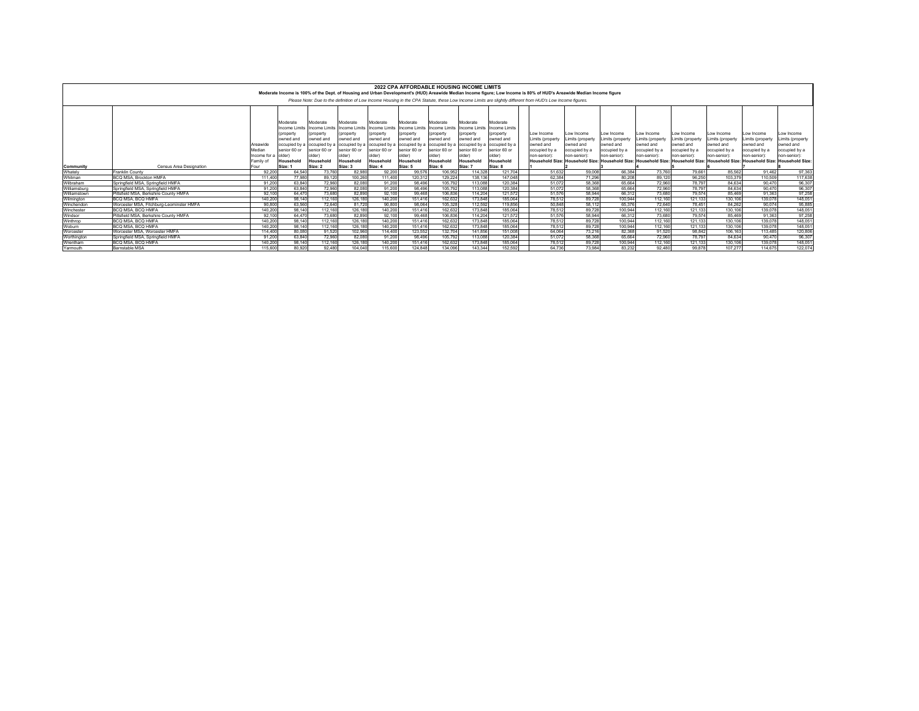# 2022 CPA AFFORDABLE HOUSING INCOME LIMITS

**Moderate Income is 100% of the Dept. of Housing and Urban Development's (HUD) Areawide Median Income figure; Low Income is 80% of HUD's Areawide Median Income figure**

*Please Note: Due to the definition of Low Income Housing in the CPA Statute, these Low Income Limits are slightly different from HUD's Low Income figures.*

| Community | Census Area Designation | Areawide Median Income for a Family of Four | Moderate Income Limits (property owned and occupied by a senior 60 or older) Household Size: 1 | Moderate Income Limits (property owned and occupied by a senior 60 or older) Household Size: 2 | Moderate Income Limits (property owned and occupied by a senior 60 or older) Household Size: 3 | Moderate Income Limits (property owned and occupied by a senior 60 or older) Household Size: 4 | Moderate Income Limits (property owned and occupied by a senior 60 or older) Household Size: 5 | Moderate Income Limits (property owned and occupied by a senior 60 or older) Household Size: 6 | Moderate Income Limits (property owned and occupied by a senior 60 or older) Household Size: 7 | Moderate Income Limits (property owned and occupied by a senior 60 or older) Household Size: 8 | Low Income Limits (property owned and occupied by a non-senior): Household Size: 1 | Low Income Limits (property owned and occupied by a non-senior): Household Size: 2 | Low Income Limits (property owned and occupied by a non-senior): Household Size: 3 | Low Income Limits (property owned and occupied by a non-senior): Household Size: 4 | Low Income Limits (property owned and occupied by a non-senior): Household Size: 5 | Low Income Limits (property owned and occupied by a non-senior): Household Size: 6 | Low Income Limits (property owned and occupied by a non-senior): Household Size: 7 | Low Income Limits (property owned and occupied by a non-senior): Household Size: 8 |
|---|---|---|---|---|---|---|---|---|---|---|---|---|---|---|---|---|---|---|
| Whately | Franklin County | 92,200 | 64,540 | 73,760 | 82,980 | 92,200 | 99,576 | 106,952 | 114,328 | 121,704 | 51,632 | 59,008 | 66,384 | 73,760 | 79,661 | 85,562 | 91,462 | 97,363 |
| Whitman | BCQ MSA, Brockton HMFA | 111,400 | 77,980 | 89,120 | 100,260 | 111,400 | 120,312 | 129,224 | 138,136 | 147,048 | 62,384 | 71,296 | 80,208 | 89,120 | 96,250 | 103,379 | 110,509 | 117,638 |
| Wilbraham | Springfield MSA, Springfield HMFA | 91,200 | 63,840 | 72,960 | 82,080 | 91,200 | 98,496 | 105,792 | 113,088 | 120,384 | 51,072 | 58,368 | 65,664 | 72,960 | 78,797 | 84,634 | 90,470 | 96,307 |
| Williamsburg | Springfield MSA, Springfield HMFA | 91,200 | 63,840 | 72,960 | 82,080 | 91,200 | 98,496 | 105,792 | 113,088 | 120,384 | 51,072 | 58,368 | 65,664 | 72,960 | 78,797 | 84,634 | 90,470 | 96,307 |
| Williamstown | Pittsfield MSA, Berkshire County HMFA | 92,100 | 64,470 | 73,680 | 82,890 | 92,100 | 99,468 | 106,836 | 114,204 | 121,572 | 51,576 | 58,944 | 66,312 | 73,680 | 79,574 | 85,469 | 91,363 | 97,258 |
| Wilmington | BCQ MSA, BCQ HMFA | 140,200 | 98,140 | 112,160 | 126,180 | 140,200 | 151,416 | 162,632 | 173,848 | 185,064 | 78,512 | 89,728 | 100,944 | 112,160 | 121,133 | 130,106 | 139,078 | 148,051 |
| Winchendon | Worcester MSA, Fitchburg-Leominster HMFA | 90,800 | 63,560 | 72,640 | 81,720 | 90,800 | 98,064 | 105,328 | 112,592 | 119,856 | 50,848 | 58,112 | 65,376 | 72,640 | 78,451 | 84,262 | 90,074 | 95,885 |
| Winchester | BCQ MSA, BCQ HMFA | 140,200 | 98,140 | 112,160 | 126,180 | 140,200 | 151,416 | 162,632 | 173,848 | 185,064 | 78,512 | 89,728 | 100,944 | 112,160 | 121,133 | 130,106 | 139,078 | 148,051 |
| Windsor | Pittsfield MSA, Berkshire County HMFA | 92,100 | 64,470 | 73,680 | 82,890 | 92,100 | 99,468 | 106,836 | 114,204 | 121,572 | 51,576 | 58,944 | 66,312 | 73,680 | 79,574 | 85,469 | 91,363 | 97,258 |
| Winthrop | BCQ MSA, BCQ HMFA | 140,200 | 98,140 | 112,160 | 126,180 | 140,200 | 151,416 | 162,632 | 173,848 | 185,064 | 78,512 | 89,728 | 100,944 | 112,160 | 121,133 | 130,106 | 139,078 | 148,051 |
| Woburn | BCQ MSA, BCQ HMFA | 140,200 | 98,140 | 112,160 | 126,180 | 140,200 | 151,416 | 162,632 | 173,848 | 185,064 | 78,512 | 89,728 | 100,944 | 112,160 | 121,133 | 130,106 | 139,078 | 148,051 |
| Worcester | Worcester MSA, Worcester HMFA | 114,400 | 80,080 | 91,520 | 102,960 | 114,400 | 123,552 | 132,704 | 141,856 | 151,008 | 64,064 | 73,216 | 82,368 | 91,520 | 98,842 | 106,163 | 113,485 | 120,806 |
| Worthington | Springfield MSA, Springfield HMFA | 91,200 | 63,840 | 72,960 | 82,080 | 91,200 | 98,496 | 105,792 | 113,088 | 120,384 | 51,072 | 58,368 | 65,664 | 72,960 | 78,797 | 84,634 | 90,470 | 96,307 |
| Wrentham | BCQ MSA, BCQ HMFA | 140,200 | 98,140 | 112,160 | 126,180 | 140,200 | 151,416 | 162,632 | 173,848 | 185,064 | 78,512 | 89,728 | 100,944 | 112,160 | 121,133 | 130,106 | 139,078 | 148,051 |
| Yarmouth | Barnstable MSA | 115,600 | 80,920 | 92,480 | 104,040 | 115,600 | 124,848 | 134,096 | 143,344 | 152,592 | 64,736 | 73,984 | 83,232 | 92,480 | 99,878 | 107,277 | 114,675 | 122,074 |